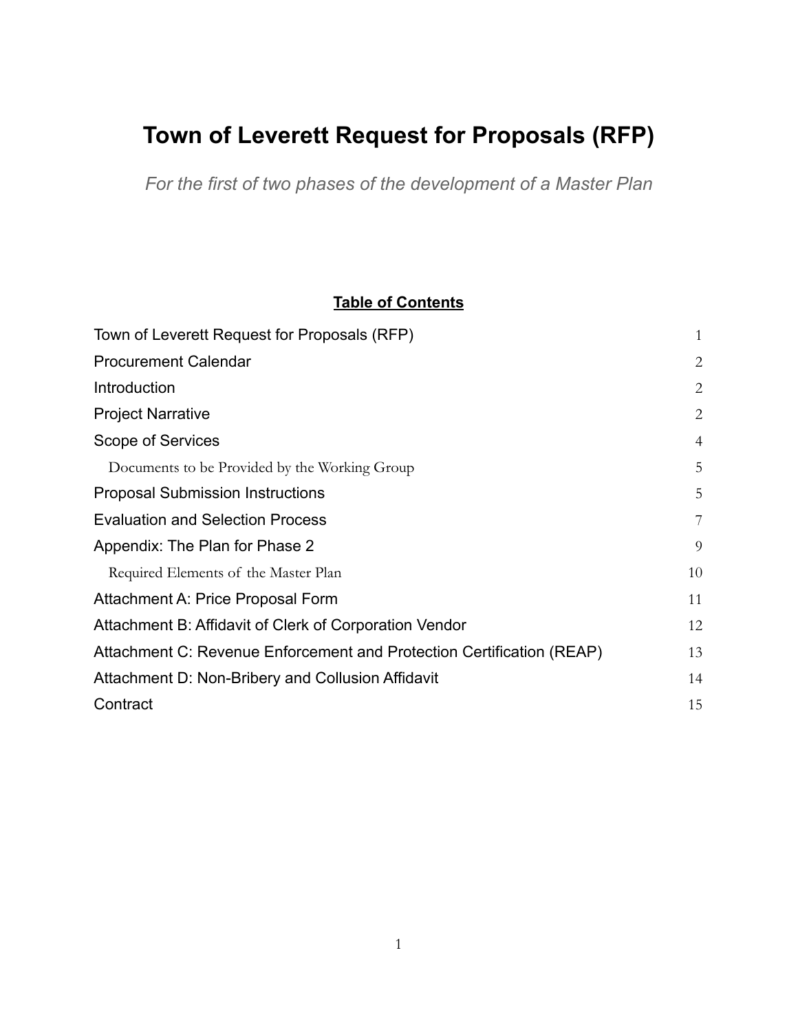# Town of Leverett Request for Proposals (RFP)

*For the first of two phases of the development of a Master Plan*

**Table of Contents**

| | |
|---|---|
| Town of Leverett Request for Proposals (RFP) | 1 |
| Procurement Calendar | 2 |
| Introduction | 2 |
| Project Narrative | 2 |
| Scope of Services | 4 |
| Documents to be Provided by the Working Group | 5 |
| Proposal Submission Instructions | 5 |
| Evaluation and Selection Process | 7 |
| Appendix: The Plan for Phase 2 | 9 |
| Required Elements of the Master Plan | 10 |
| Attachment A: Price Proposal Form | 11 |
| Attachment B: Affidavit of Clerk of Corporation Vendor | 12 |
| Attachment C: Revenue Enforcement and Protection Certification (REAP) | 13 |
| Attachment D: Non-Bribery and Collusion Affidavit | 14 |
| Contract | 15 |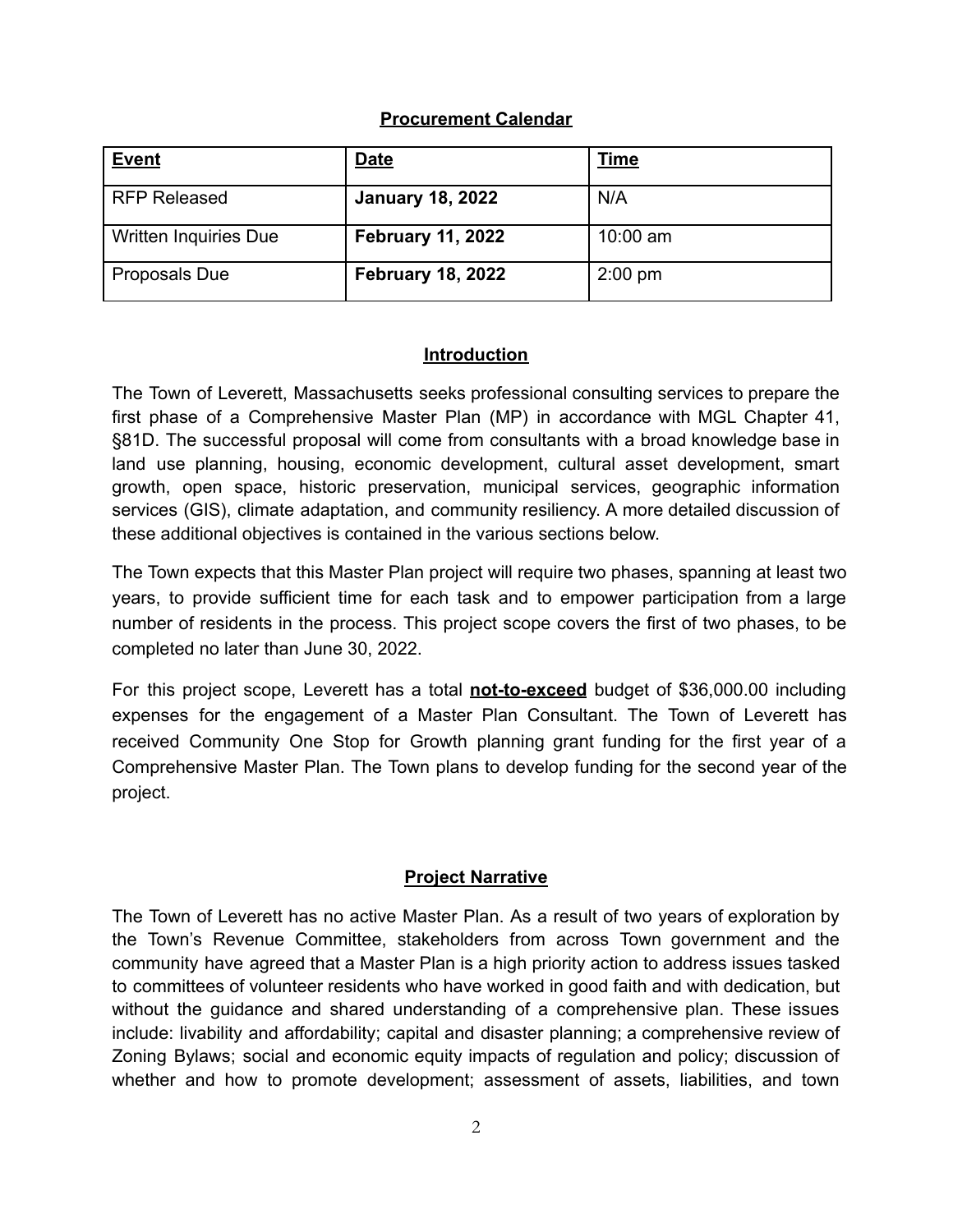## Procurement Calendar

| **Event** | **Date** | **Time** |
|---|---|---|
| RFP Released | **January 18, 2022** | N/A |
| Written Inquiries Due | **February 11, 2022** | 10:00 am |
| Proposals Due | **February 18, 2022** | 2:00 pm |

## Introduction

The Town of Leverett, Massachusetts seeks professional consulting services to prepare the first phase of a Comprehensive Master Plan (MP) in accordance with MGL Chapter 41, §81D. The successful proposal will come from consultants with a broad knowledge base in land use planning, housing, economic development, cultural asset development, smart growth, open space, historic preservation, municipal services, geographic information services (GIS), climate adaptation, and community resiliency. A more detailed discussion of these additional objectives is contained in the various sections below.

The Town expects that this Master Plan project will require two phases, spanning at least two years, to provide sufficient time for each task and to empower participation from a large number of residents in the process. This project scope covers the first of two phases, to be completed no later than June 30, 2022.

For this project scope, Leverett has a total **not-to-exceed** budget of $36,000.00 including expenses for the engagement of a Master Plan Consultant. The Town of Leverett has received Community One Stop for Growth planning grant funding for the first year of a Comprehensive Master Plan. The Town plans to develop funding for the second year of the project.

## Project Narrative

The Town of Leverett has no active Master Plan. As a result of two years of exploration by the Town's Revenue Committee, stakeholders from across Town government and the community have agreed that a Master Plan is a high priority action to address issues tasked to committees of volunteer residents who have worked in good faith and with dedication, but without the guidance and shared understanding of a comprehensive plan. These issues include: livability and affordability; capital and disaster planning; a comprehensive review of Zoning Bylaws; social and economic equity impacts of regulation and policy; discussion of whether and how to promote development; assessment of assets, liabilities, and town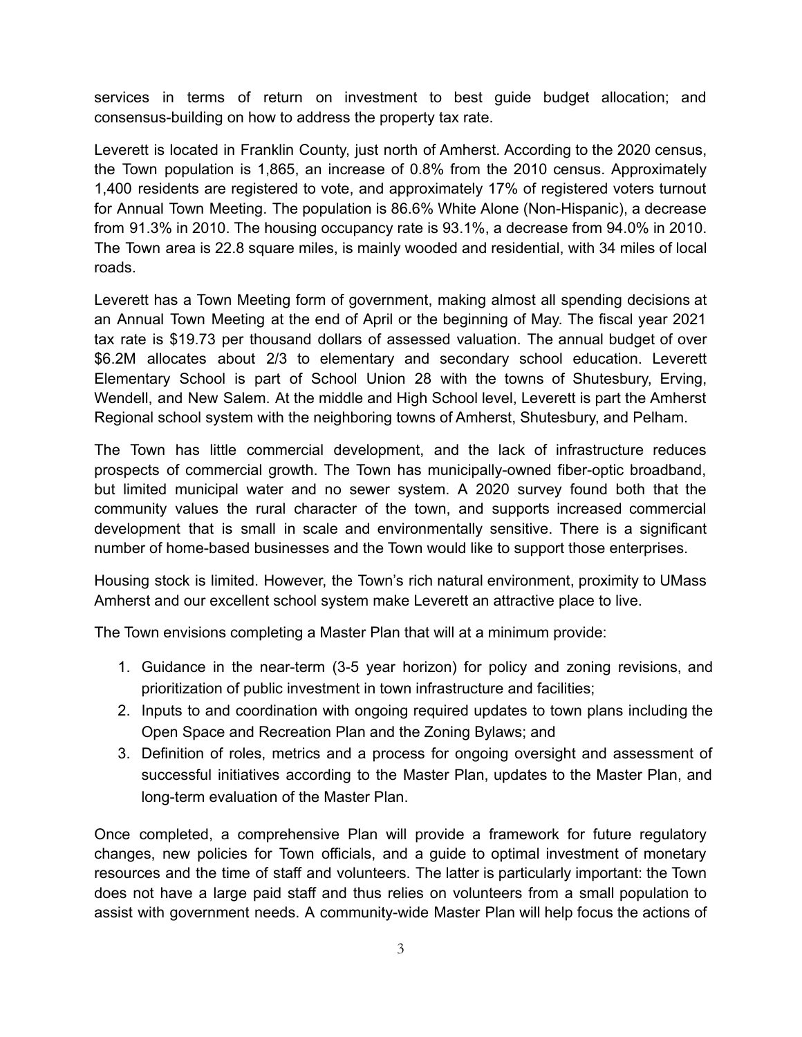services in terms of return on investment to best guide budget allocation; and consensus-building on how to address the property tax rate.

Leverett is located in Franklin County, just north of Amherst. According to the 2020 census, the Town population is 1,865, an increase of 0.8% from the 2010 census. Approximately 1,400 residents are registered to vote, and approximately 17% of registered voters turnout for Annual Town Meeting. The population is 86.6% White Alone (Non-Hispanic), a decrease from 91.3% in 2010. The housing occupancy rate is 93.1%, a decrease from 94.0% in 2010. The Town area is 22.8 square miles, is mainly wooded and residential, with 34 miles of local roads.

Leverett has a Town Meeting form of government, making almost all spending decisions at an Annual Town Meeting at the end of April or the beginning of May. The fiscal year 2021 tax rate is $19.73 per thousand dollars of assessed valuation. The annual budget of over $6.2M allocates about 2/3 to elementary and secondary school education. Leverett Elementary School is part of School Union 28 with the towns of Shutesbury, Erving, Wendell, and New Salem. At the middle and High School level, Leverett is part the Amherst Regional school system with the neighboring towns of Amherst, Shutesbury, and Pelham.

The Town has little commercial development, and the lack of infrastructure reduces prospects of commercial growth. The Town has municipally-owned fiber-optic broadband, but limited municipal water and no sewer system. A 2020 survey found both that the community values the rural character of the town, and supports increased commercial development that is small in scale and environmentally sensitive. There is a significant number of home-based businesses and the Town would like to support those enterprises.

Housing stock is limited. However, the Town's rich natural environment, proximity to UMass Amherst and our excellent school system make Leverett an attractive place to live.

The Town envisions completing a Master Plan that will at a minimum provide:

1. Guidance in the near-term (3-5 year horizon) for policy and zoning revisions, and prioritization of public investment in town infrastructure and facilities;
2. Inputs to and coordination with ongoing required updates to town plans including the Open Space and Recreation Plan and the Zoning Bylaws; and
3. Definition of roles, metrics and a process for ongoing oversight and assessment of successful initiatives according to the Master Plan, updates to the Master Plan, and long-term evaluation of the Master Plan.

Once completed, a comprehensive Plan will provide a framework for future regulatory changes, new policies for Town officials, and a guide to optimal investment of monetary resources and the time of staff and volunteers. The latter is particularly important: the Town does not have a large paid staff and thus relies on volunteers from a small population to assist with government needs. A community-wide Master Plan will help focus the actions of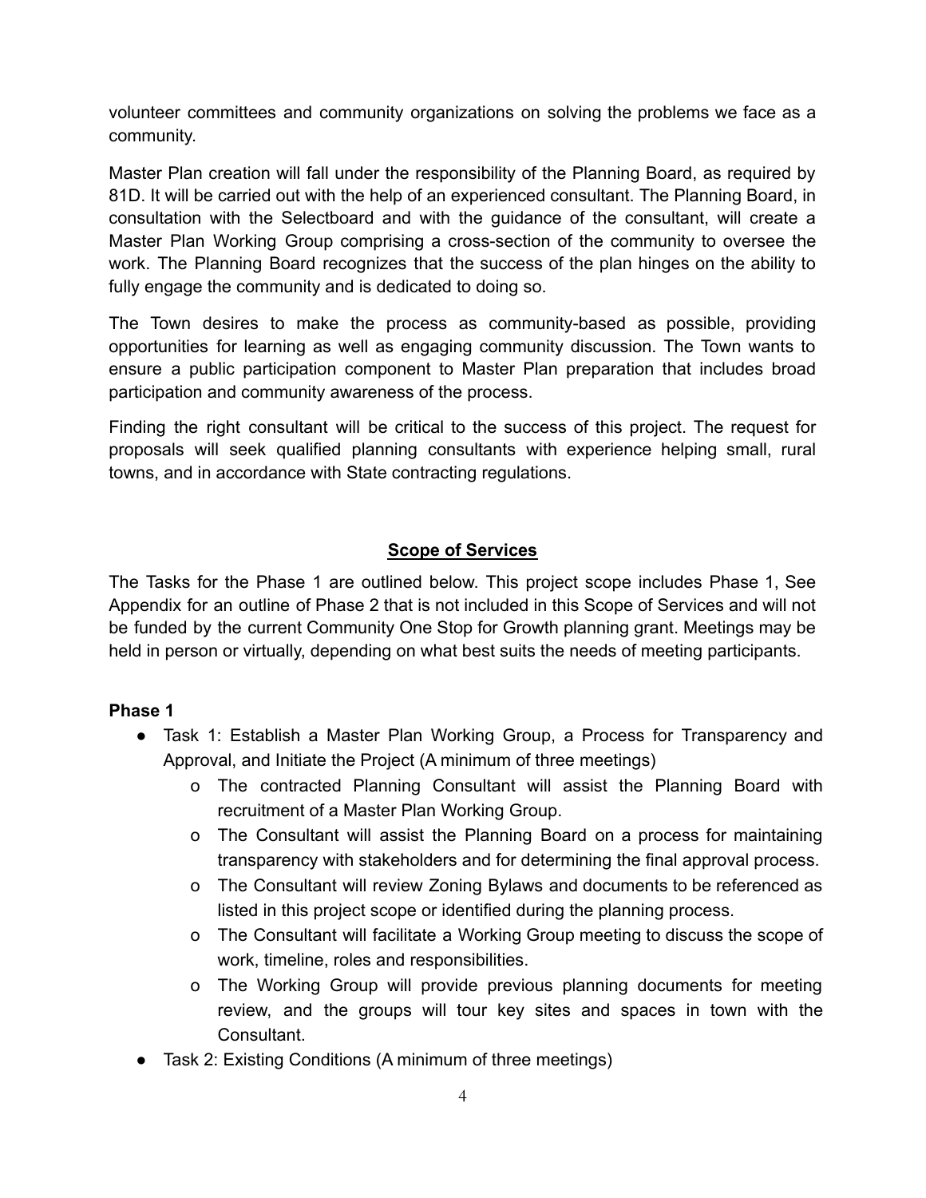volunteer committees and community organizations on solving the problems we face as a community.

Master Plan creation will fall under the responsibility of the Planning Board, as required by 81D. It will be carried out with the help of an experienced consultant. The Planning Board, in consultation with the Selectboard and with the guidance of the consultant, will create a Master Plan Working Group comprising a cross-section of the community to oversee the work. The Planning Board recognizes that the success of the plan hinges on the ability to fully engage the community and is dedicated to doing so.

The Town desires to make the process as community-based as possible, providing opportunities for learning as well as engaging community discussion. The Town wants to ensure a public participation component to Master Plan preparation that includes broad participation and community awareness of the process.

Finding the right consultant will be critical to the success of this project. The request for proposals will seek qualified planning consultants with experience helping small, rural towns, and in accordance with State contracting regulations.

## Scope of Services

The Tasks for the Phase 1 are outlined below. This project scope includes Phase 1, See Appendix for an outline of Phase 2 that is not included in this Scope of Services and will not be funded by the current Community One Stop for Growth planning grant. Meetings may be held in person or virtually, depending on what best suits the needs of meeting participants.

**Phase 1**

- Task 1: Establish a Master Plan Working Group, a Process for Transparency and Approval, and Initiate the Project (A minimum of three meetings)
  - The contracted Planning Consultant will assist the Planning Board with recruitment of a Master Plan Working Group.
  - The Consultant will assist the Planning Board on a process for maintaining transparency with stakeholders and for determining the final approval process.
  - The Consultant will review Zoning Bylaws and documents to be referenced as listed in this project scope or identified during the planning process.
  - The Consultant will facilitate a Working Group meeting to discuss the scope of work, timeline, roles and responsibilities.
  - The Working Group will provide previous planning documents for meeting review, and the groups will tour key sites and spaces in town with the Consultant.
- Task 2: Existing Conditions (A minimum of three meetings)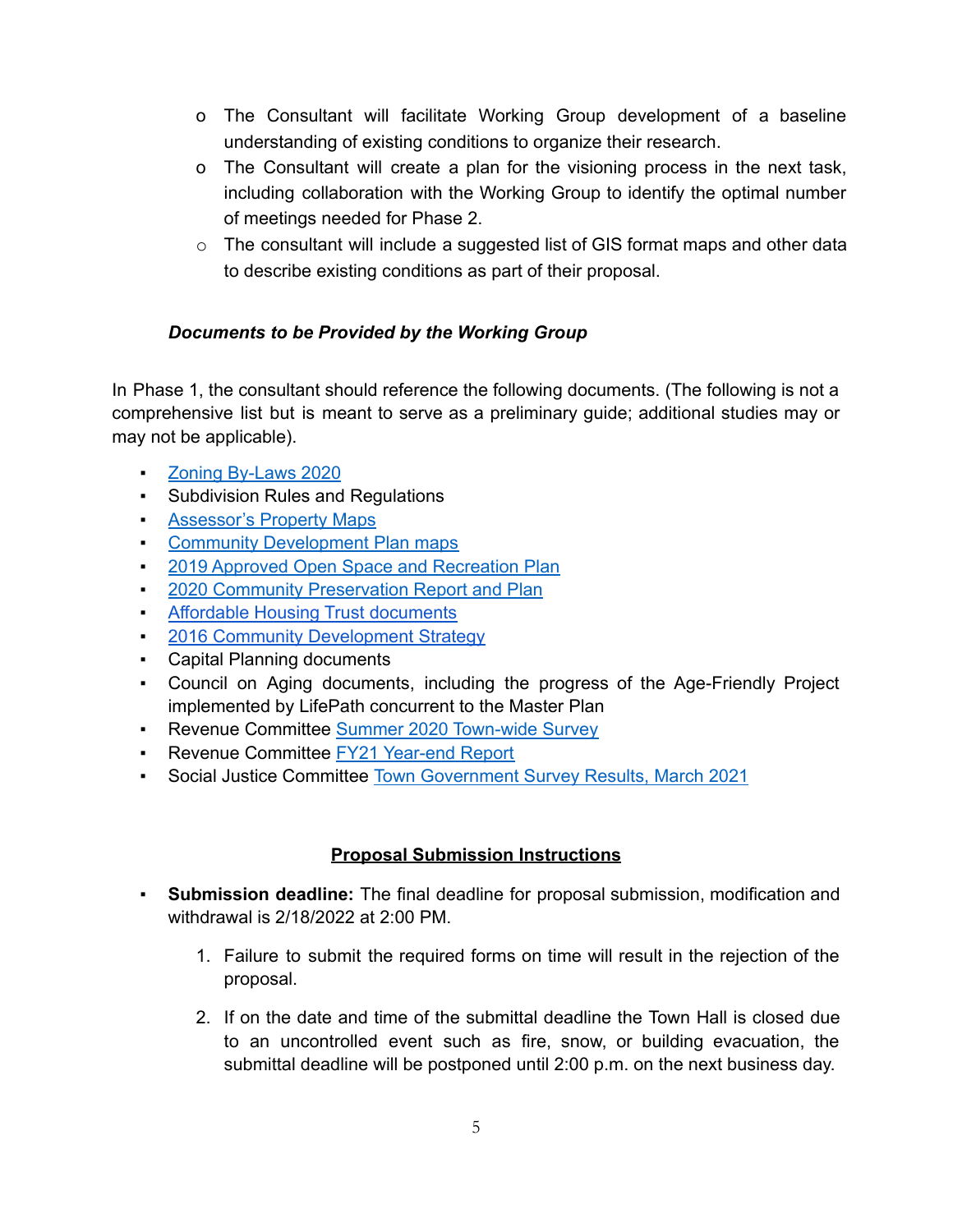- The Consultant will facilitate Working Group development of a baseline understanding of existing conditions to organize their research.
- The Consultant will create a plan for the visioning process in the next task, including collaboration with the Working Group to identify the optimal number of meetings needed for Phase 2.
- The consultant will include a suggested list of GIS format maps and other data to describe existing conditions as part of their proposal.

***Documents to be Provided by the Working Group***

In Phase 1, the consultant should reference the following documents. (The following is not a comprehensive list but is meant to serve as a preliminary guide; additional studies may or may not be applicable).

- Zoning By-Laws 2020
- Subdivision Rules and Regulations
- Assessor's Property Maps
- Community Development Plan maps
- 2019 Approved Open Space and Recreation Plan
- 2020 Community Preservation Report and Plan
- Affordable Housing Trust documents
- 2016 Community Development Strategy
- Capital Planning documents
- Council on Aging documents, including the progress of the Age-Friendly Project implemented by LifePath concurrent to the Master Plan
- Revenue Committee Summer 2020 Town-wide Survey
- Revenue Committee FY21 Year-end Report
- Social Justice Committee Town Government Survey Results, March 2021

## Proposal Submission Instructions

- **Submission deadline:** The final deadline for proposal submission, modification and withdrawal is 2/18/2022 at 2:00 PM.
  1. Failure to submit the required forms on time will result in the rejection of the proposal.
  2. If on the date and time of the submittal deadline the Town Hall is closed due to an uncontrolled event such as fire, snow, or building evacuation, the submittal deadline will be postponed until 2:00 p.m. on the next business day.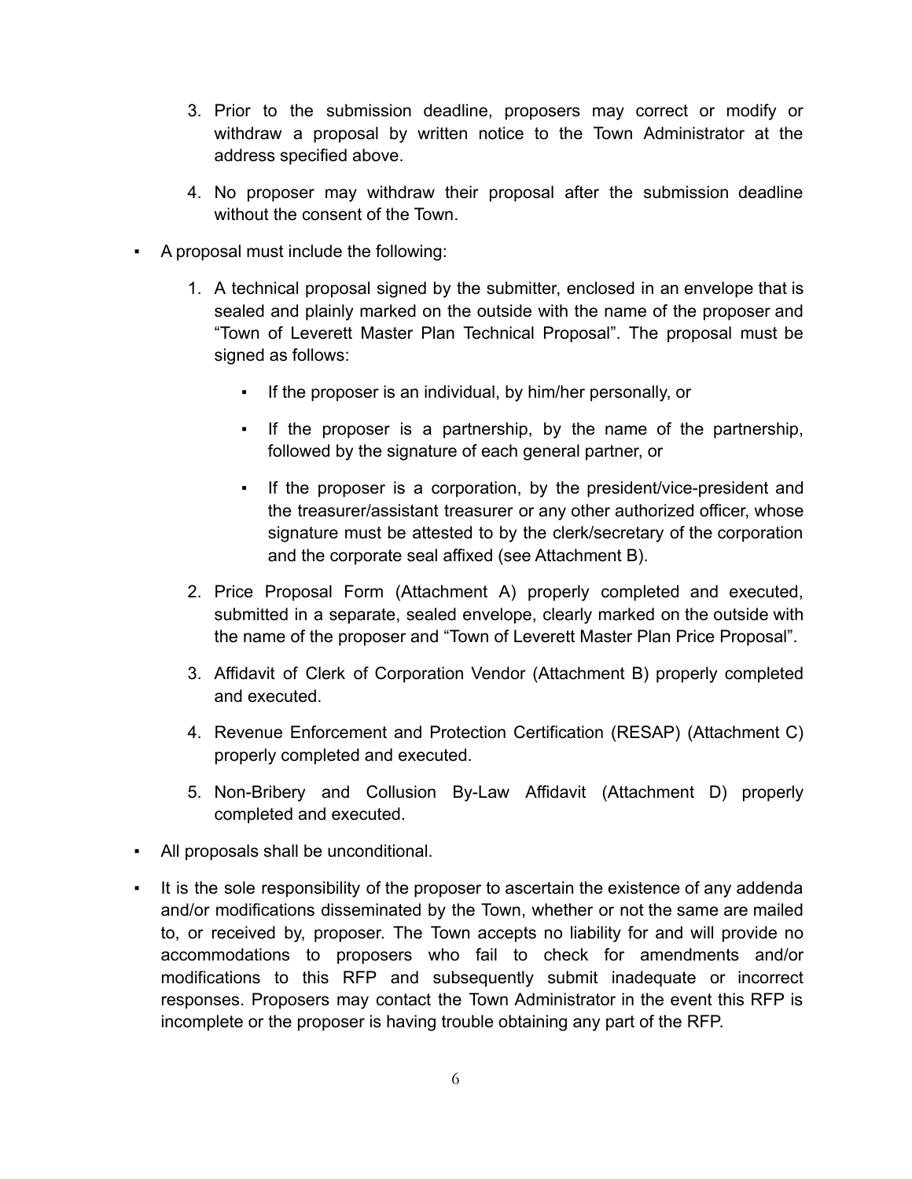3. Prior to the submission deadline, proposers may correct or modify or withdraw a proposal by written notice to the Town Administrator at the address specified above.

4. No proposer may withdraw their proposal after the submission deadline without the consent of the Town.

- A proposal must include the following:

    1. A technical proposal signed by the submitter, enclosed in an envelope that is sealed and plainly marked on the outside with the name of the proposer and "Town of Leverett Master Plan Technical Proposal". The proposal must be signed as follows:

        - If the proposer is an individual, by him/her personally, or

        - If the proposer is a partnership, by the name of the partnership, followed by the signature of each general partner, or

        - If the proposer is a corporation, by the president/vice-president and the treasurer/assistant treasurer or any other authorized officer, whose signature must be attested to by the clerk/secretary of the corporation and the corporate seal affixed (see Attachment B).

    2. Price Proposal Form (Attachment A) properly completed and executed, submitted in a separate, sealed envelope, clearly marked on the outside with the name of the proposer and "Town of Leverett Master Plan Price Proposal".

    3. Affidavit of Clerk of Corporation Vendor (Attachment B) properly completed and executed.

    4. Revenue Enforcement and Protection Certification (RESAP) (Attachment C) properly completed and executed.

    5. Non-Bribery and Collusion By-Law Affidavit (Attachment D) properly completed and executed.

- All proposals shall be unconditional.

- It is the sole responsibility of the proposer to ascertain the existence of any addenda and/or modifications disseminated by the Town, whether or not the same are mailed to, or received by, proposer. The Town accepts no liability for and will provide no accommodations to proposers who fail to check for amendments and/or modifications to this RFP and subsequently submit inadequate or incorrect responses. Proposers may contact the Town Administrator in the event this RFP is incomplete or the proposer is having trouble obtaining any part of the RFP.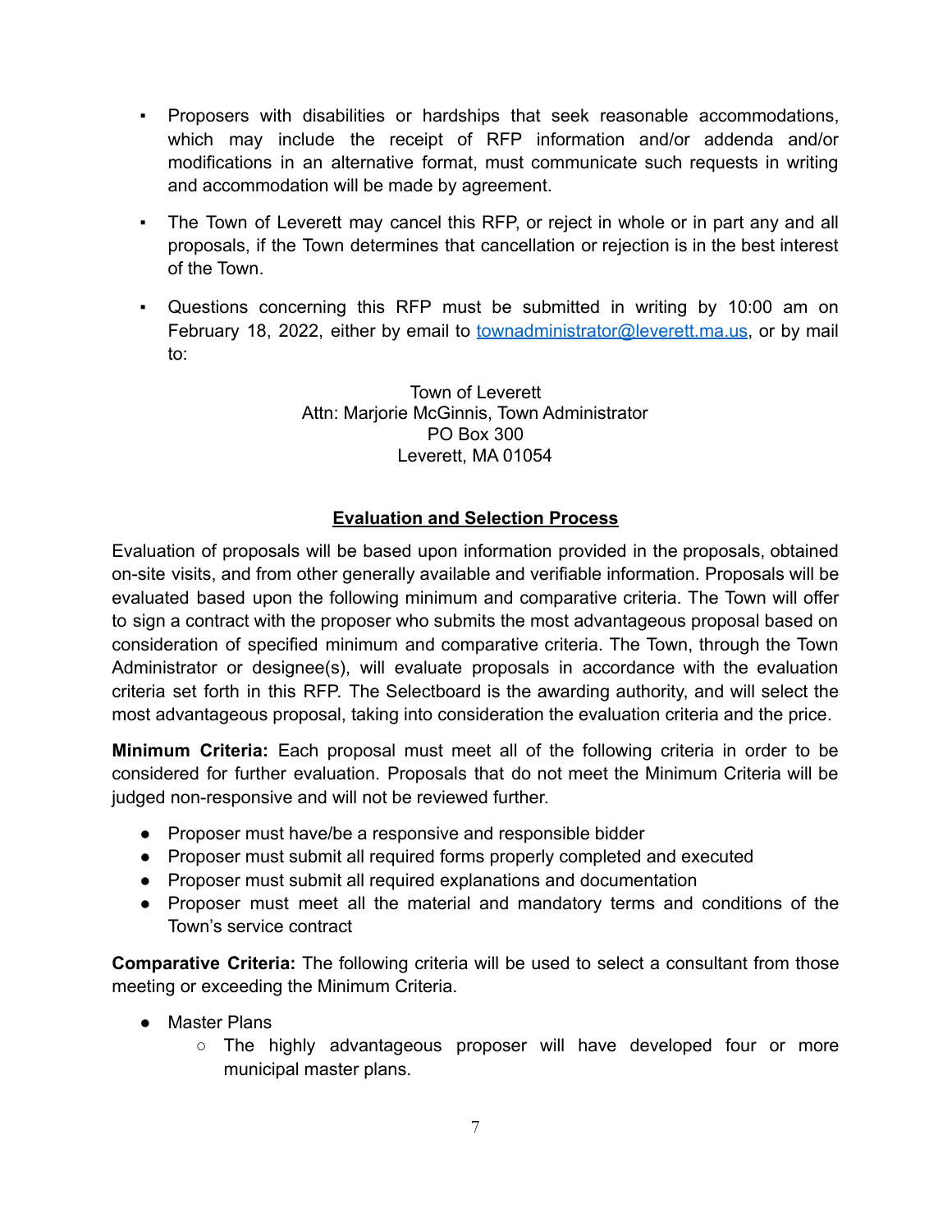- Proposers with disabilities or hardships that seek reasonable accommodations, which may include the receipt of RFP information and/or addenda and/or modifications in an alternative format, must communicate such requests in writing and accommodation will be made by agreement.
- The Town of Leverett may cancel this RFP, or reject in whole or in part any and all proposals, if the Town determines that cancellation or rejection is in the best interest of the Town.
- Questions concerning this RFP must be submitted in writing by 10:00 am on February 18, 2022, either by email to townadministrator@leverett.ma.us, or by mail to:

Town of Leverett
Attn: Marjorie McGinnis, Town Administrator
PO Box 300
Leverett, MA 01054

## Evaluation and Selection Process

Evaluation of proposals will be based upon information provided in the proposals, obtained on-site visits, and from other generally available and verifiable information. Proposals will be evaluated based upon the following minimum and comparative criteria. The Town will offer to sign a contract with the proposer who submits the most advantageous proposal based on consideration of specified minimum and comparative criteria. The Town, through the Town Administrator or designee(s), will evaluate proposals in accordance with the evaluation criteria set forth in this RFP. The Selectboard is the awarding authority, and will select the most advantageous proposal, taking into consideration the evaluation criteria and the price.

**Minimum Criteria:** Each proposal must meet all of the following criteria in order to be considered for further evaluation. Proposals that do not meet the Minimum Criteria will be judged non-responsive and will not be reviewed further.

- Proposer must have/be a responsive and responsible bidder
- Proposer must submit all required forms properly completed and executed
- Proposer must submit all required explanations and documentation
- Proposer must meet all the material and mandatory terms and conditions of the Town's service contract

**Comparative Criteria:** The following criteria will be used to select a consultant from those meeting or exceeding the Minimum Criteria.

- Master Plans
  - The highly advantageous proposer will have developed four or more municipal master plans.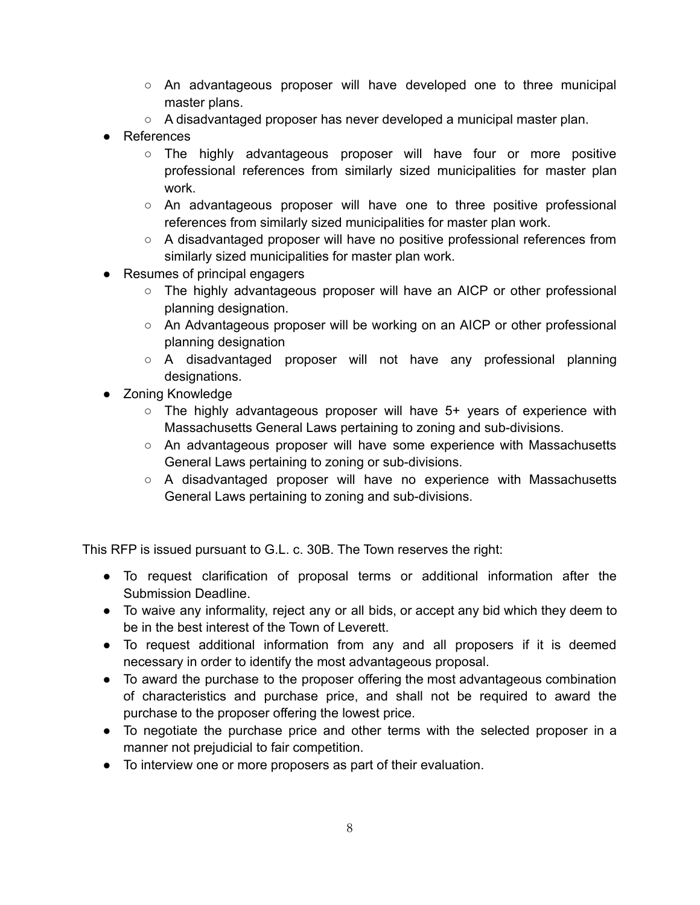- An advantageous proposer will have developed one to three municipal master plans.
  - A disadvantaged proposer has never developed a municipal master plan.
- References
  - The highly advantageous proposer will have four or more positive professional references from similarly sized municipalities for master plan work.
  - An advantageous proposer will have one to three positive professional references from similarly sized municipalities for master plan work.
  - A disadvantaged proposer will have no positive professional references from similarly sized municipalities for master plan work.
- Resumes of principal engagers
  - The highly advantageous proposer will have an AICP or other professional planning designation.
  - An Advantageous proposer will be working on an AICP or other professional planning designation
  - A disadvantaged proposer will not have any professional planning designations.
- Zoning Knowledge
  - The highly advantageous proposer will have 5+ years of experience with Massachusetts General Laws pertaining to zoning and sub-divisions.
  - An advantageous proposer will have some experience with Massachusetts General Laws pertaining to zoning or sub-divisions.
  - A disadvantaged proposer will have no experience with Massachusetts General Laws pertaining to zoning and sub-divisions.

This RFP is issued pursuant to G.L. c. 30B. The Town reserves the right:

- To request clarification of proposal terms or additional information after the Submission Deadline.
- To waive any informality, reject any or all bids, or accept any bid which they deem to be in the best interest of the Town of Leverett.
- To request additional information from any and all proposers if it is deemed necessary in order to identify the most advantageous proposal.
- To award the purchase to the proposer offering the most advantageous combination of characteristics and purchase price, and shall not be required to award the purchase to the proposer offering the lowest price.
- To negotiate the purchase price and other terms with the selected proposer in a manner not prejudicial to fair competition.
- To interview one or more proposers as part of their evaluation.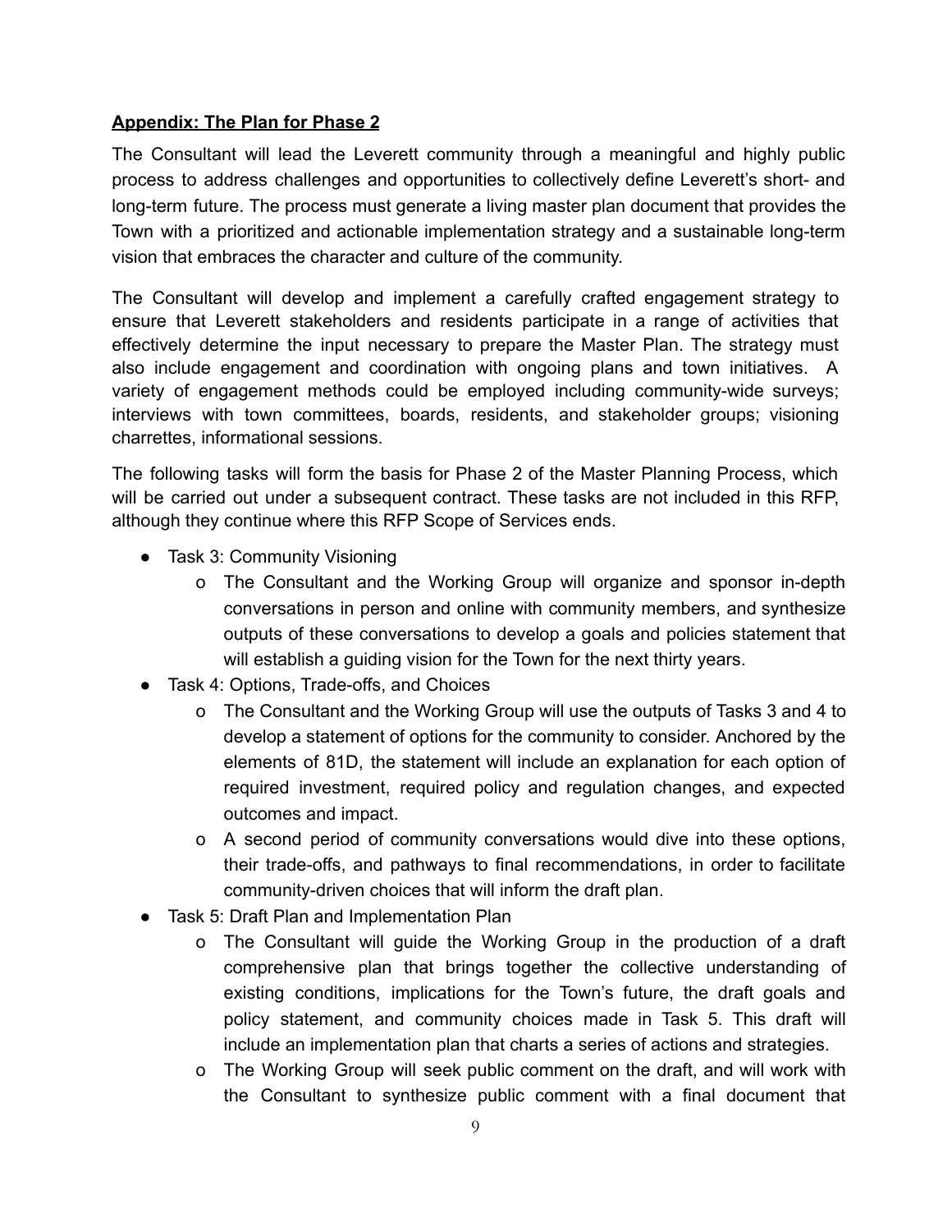**Appendix: The Plan for Phase 2**

The Consultant will lead the Leverett community through a meaningful and highly public process to address challenges and opportunities to collectively define Leverett's short- and long-term future. The process must generate a living master plan document that provides the Town with a prioritized and actionable implementation strategy and a sustainable long-term vision that embraces the character and culture of the community.

The Consultant will develop and implement a carefully crafted engagement strategy to ensure that Leverett stakeholders and residents participate in a range of activities that effectively determine the input necessary to prepare the Master Plan. The strategy must also include engagement and coordination with ongoing plans and town initiatives. A variety of engagement methods could be employed including community-wide surveys; interviews with town committees, boards, residents, and stakeholder groups; visioning charrettes, informational sessions.

The following tasks will form the basis for Phase 2 of the Master Planning Process, which will be carried out under a subsequent contract. These tasks are not included in this RFP, although they continue where this RFP Scope of Services ends.

- Task 3: Community Visioning
  - The Consultant and the Working Group will organize and sponsor in-depth conversations in person and online with community members, and synthesize outputs of these conversations to develop a goals and policies statement that will establish a guiding vision for the Town for the next thirty years.
- Task 4: Options, Trade-offs, and Choices
  - The Consultant and the Working Group will use the outputs of Tasks 3 and 4 to develop a statement of options for the community to consider. Anchored by the elements of 81D, the statement will include an explanation for each option of required investment, required policy and regulation changes, and expected outcomes and impact.
  - A second period of community conversations would dive into these options, their trade-offs, and pathways to final recommendations, in order to facilitate community-driven choices that will inform the draft plan.
- Task 5: Draft Plan and Implementation Plan
  - The Consultant will guide the Working Group in the production of a draft comprehensive plan that brings together the collective understanding of existing conditions, implications for the Town's future, the draft goals and policy statement, and community choices made in Task 5. This draft will include an implementation plan that charts a series of actions and strategies.
  - The Working Group will seek public comment on the draft, and will work with the Consultant to synthesize public comment with a final document that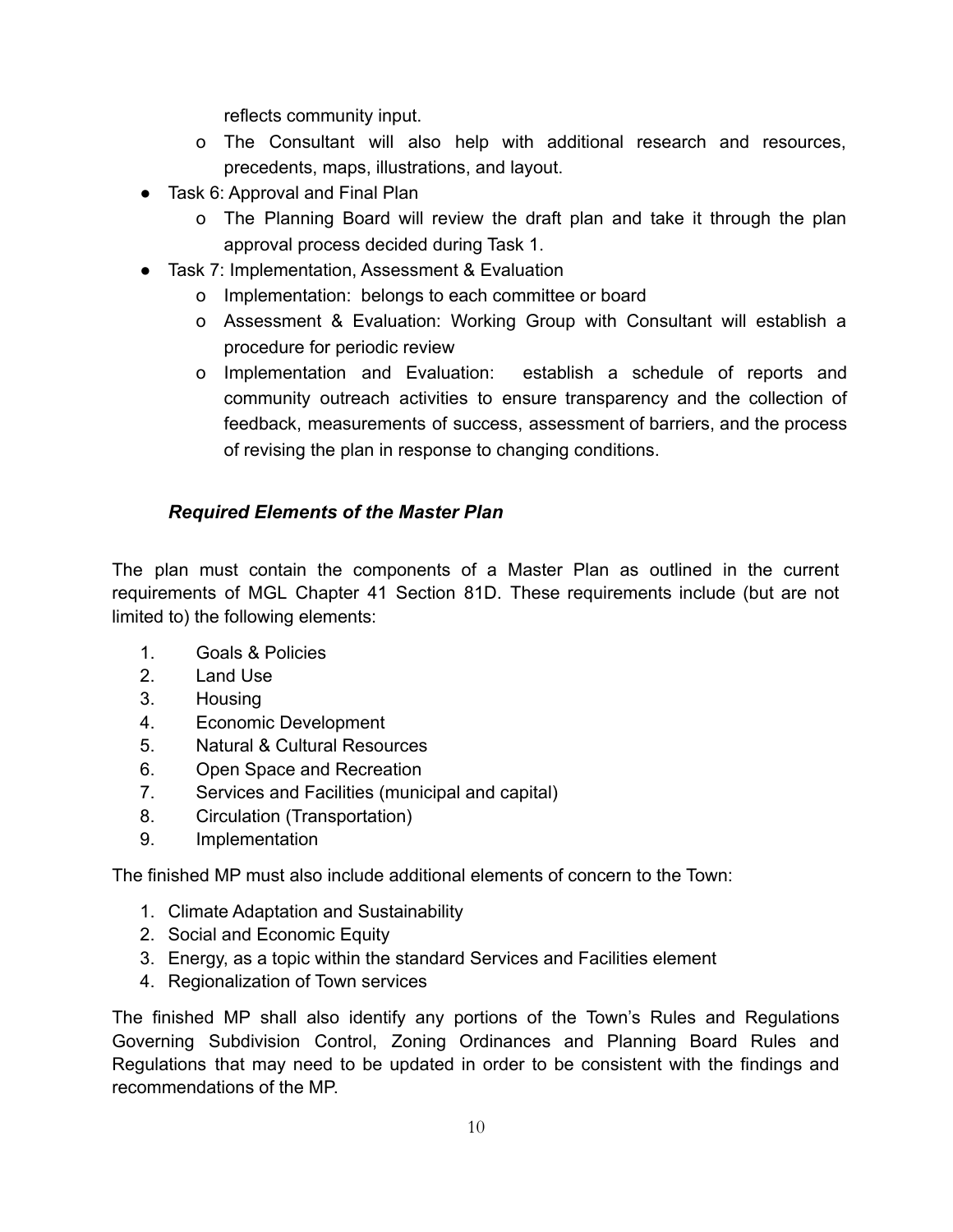- reflects community input.
  - The Consultant will also help with additional research and resources, precedents, maps, illustrations, and layout.
- Task 6: Approval and Final Plan
  - The Planning Board will review the draft plan and take it through the plan approval process decided during Task 1.
- Task 7: Implementation, Assessment & Evaluation
  - Implementation: belongs to each committee or board
  - Assessment & Evaluation: Working Group with Consultant will establish a procedure for periodic review
  - Implementation and Evaluation: establish a schedule of reports and community outreach activities to ensure transparency and the collection of feedback, measurements of success, assessment of barriers, and the process of revising the plan in response to changing conditions.

### *Required Elements of the Master Plan*

The plan must contain the components of a Master Plan as outlined in the current requirements of MGL Chapter 41 Section 81D. These requirements include (but are not limited to) the following elements:

1. Goals & Policies
2. Land Use
3. Housing
4. Economic Development
5. Natural & Cultural Resources
6. Open Space and Recreation
7. Services and Facilities (municipal and capital)
8. Circulation (Transportation)
9. Implementation

The finished MP must also include additional elements of concern to the Town:

1. Climate Adaptation and Sustainability
2. Social and Economic Equity
3. Energy, as a topic within the standard Services and Facilities element
4. Regionalization of Town services

The finished MP shall also identify any portions of the Town's Rules and Regulations Governing Subdivision Control, Zoning Ordinances and Planning Board Rules and Regulations that may need to be updated in order to be consistent with the findings and recommendations of the MP.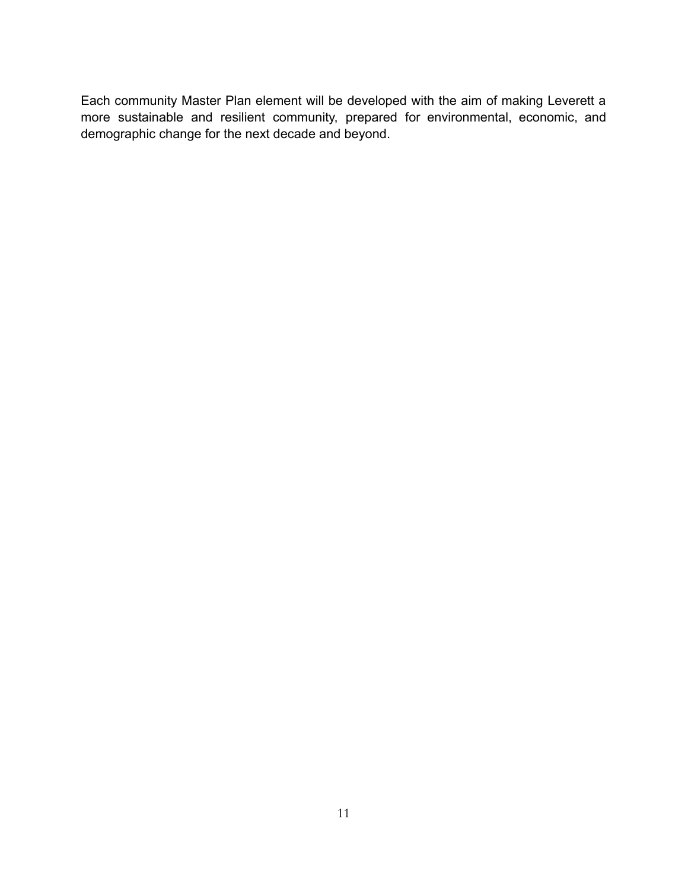Each community Master Plan element will be developed with the aim of making Leverett a more sustainable and resilient community, prepared for environmental, economic, and demographic change for the next decade and beyond.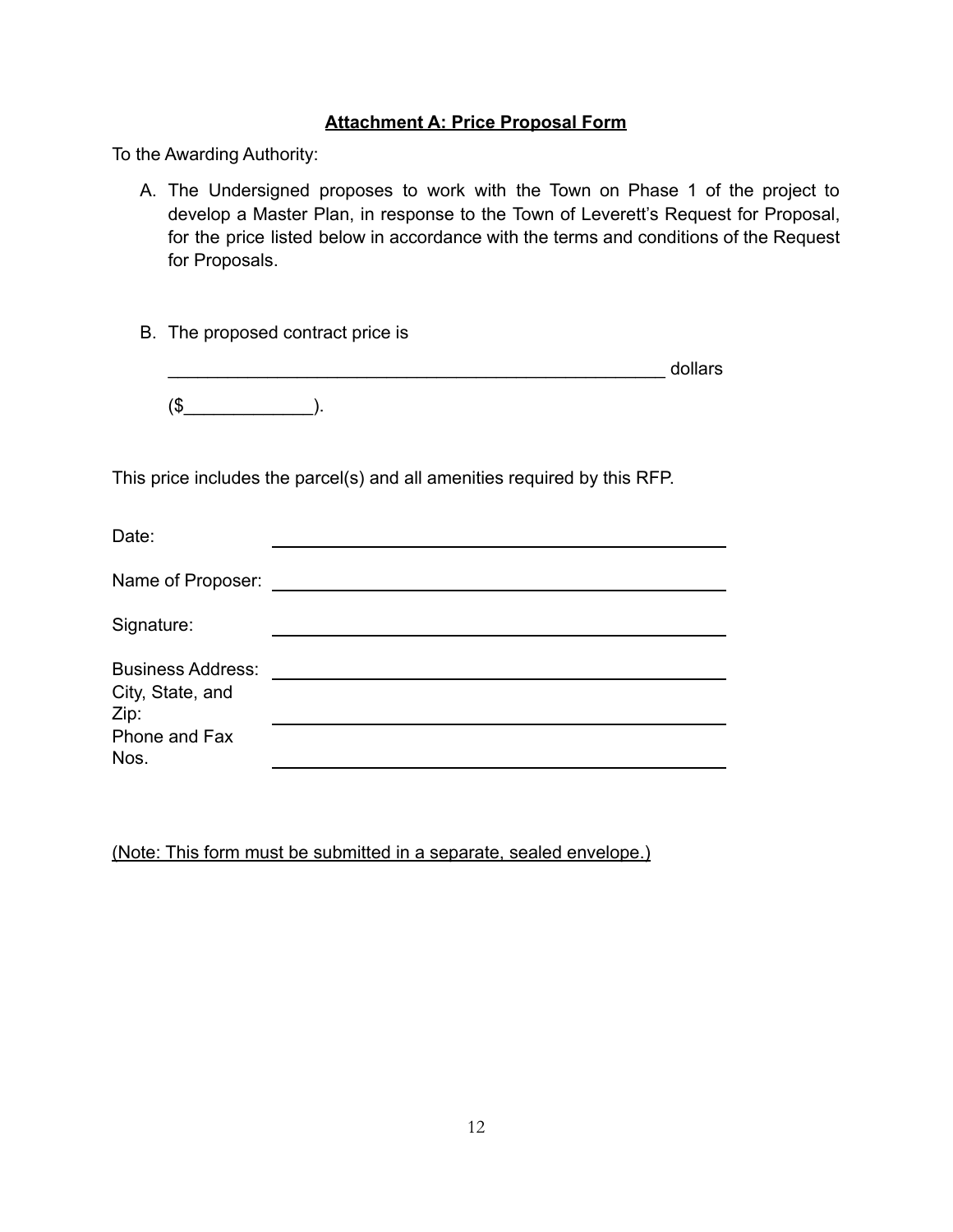**Attachment A: Price Proposal Form**

To the Awarding Authority:

A. The Undersigned proposes to work with the Town on Phase 1 of the project to develop a Master Plan, in response to the Town of Leverett's Request for Proposal, for the price listed below in accordance with the terms and conditions of the Request for Proposals.

B. The proposed contract price is

   ______________________________________________________ dollars

   ($_____________).

This price includes the parcel(s) and all amenities required by this RFP.

Date: ____________________________________________

Name of Proposer: ____________________________________________

Signature: ____________________________________________

Business Address: ____________________________________________

City, State, and Zip: ____________________________________________

Phone and Fax Nos. ____________________________________________

(Note: This form must be submitted in a separate, sealed envelope.)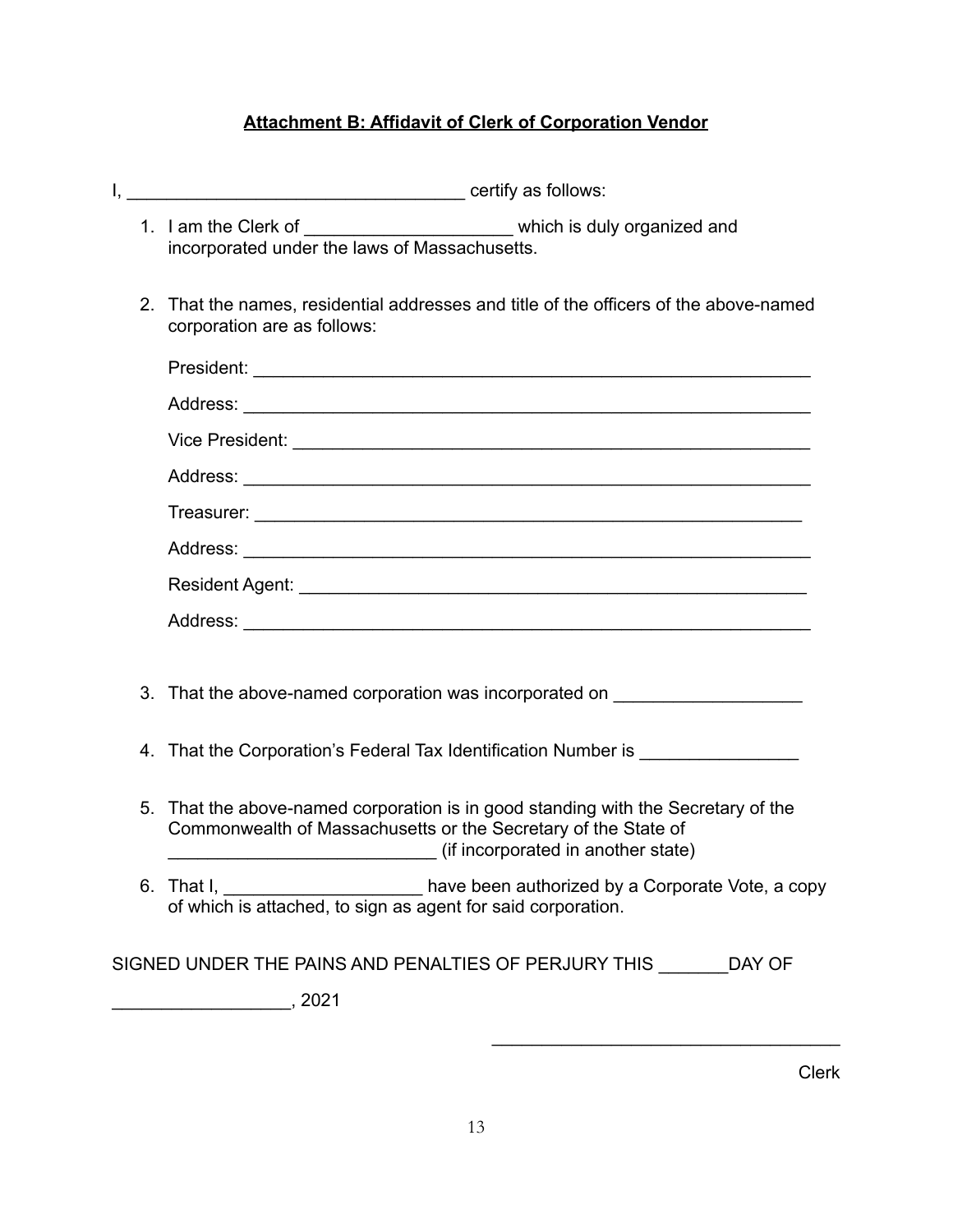## **Attachment B: Affidavit of Clerk of Corporation Vendor**

I, __________________________________ certify as follows:

1. I am the Clerk of _____________________ which is duly organized and incorporated under the laws of Massachusetts.

2. That the names, residential addresses and title of the officers of the above-named corporation are as follows:

   President: ___________________________________________________________

   Address: ____________________________________________________________

   Vice President: ______________________________________________________

   Address: ____________________________________________________________

   Treasurer: __________________________________________________________

   Address: ____________________________________________________________

   Resident Agent: _____________________________________________________

   Address: ____________________________________________________________

3. That the above-named corporation was incorporated on ___________________

4. That the Corporation's Federal Tax Identification Number is ________________

5. That the above-named corporation is in good standing with the Secretary of the Commonwealth of Massachusetts or the Secretary of the State of ___________________________ (if incorporated in another state)

6. That I, ____________________ have been authorized by a Corporate Vote, a copy of which is attached, to sign as agent for said corporation.

SIGNED UNDER THE PAINS AND PENALTIES OF PERJURY THIS _______DAY OF

__________________, 2021

___________________________________

Clerk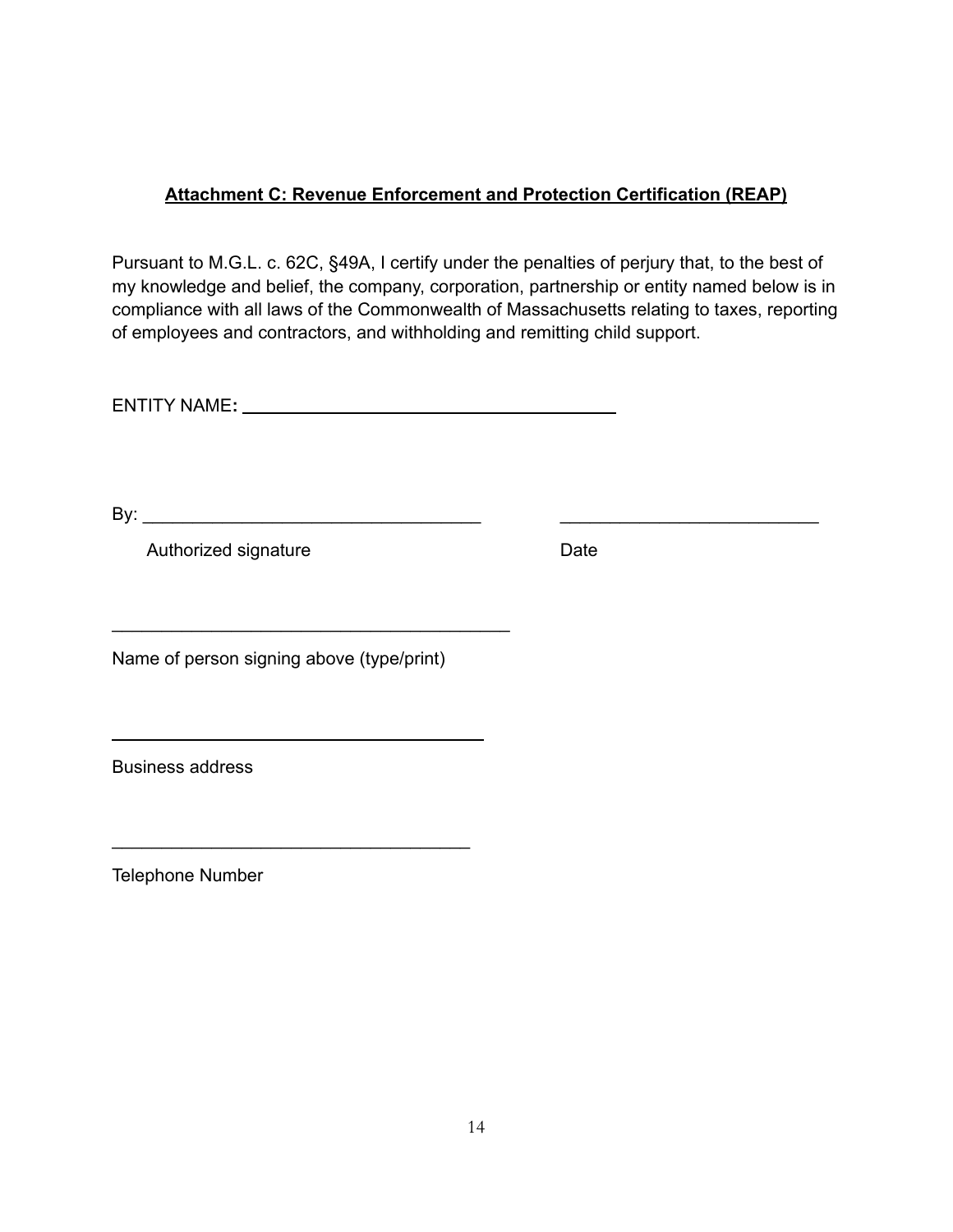## Attachment C: Revenue Enforcement and Protection Certification (REAP)

Pursuant to M.G.L. c. 62C, §49A, I certify under the penalties of perjury that, to the best of my knowledge and belief, the company, corporation, partnership or entity named below is in compliance with all laws of the Commonwealth of Massachusetts relating to taxes, reporting of employees and contractors, and withholding and remitting child support.

ENTITY NAME**:** ________________________________________

By: ___________________________________ ___________________________

Authorized signature Date

__________________________________________

Name of person signing above (type/print)

________________________________________

Business address

_____________________________________

Telephone Number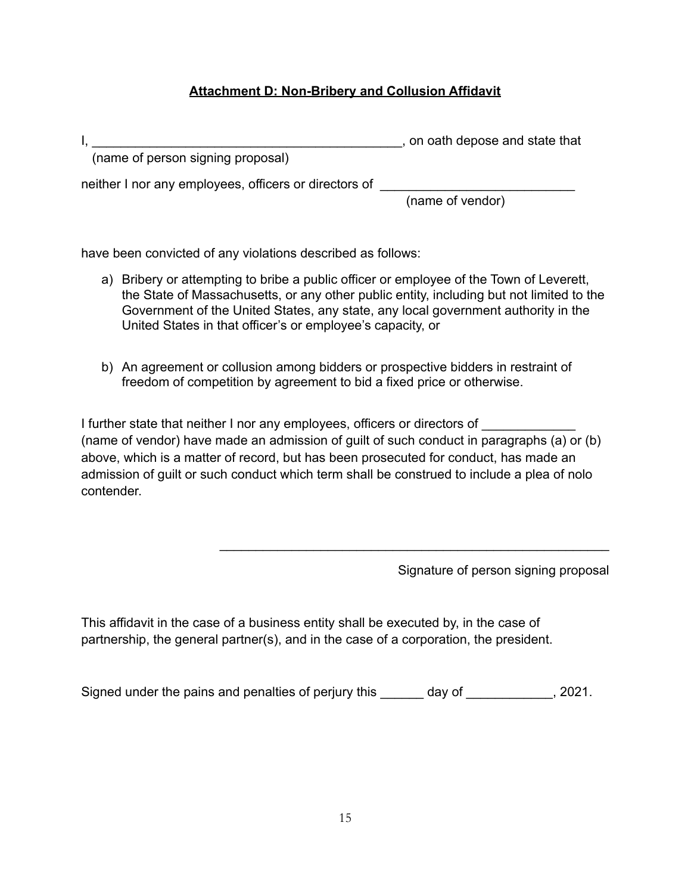**Attachment D: Non-Bribery and Collusion Affidavit**

I, ____________________________________________, on oath depose and state that
(name of person signing proposal)

neither I nor any employees, officers or directors of ___________________________
(name of vendor)

have been convicted of any violations described as follows:

a) Bribery or attempting to bribe a public officer or employee of the Town of Leverett, the State of Massachusetts, or any other public entity, including but not limited to the Government of the United States, any state, any local government authority in the United States in that officer's or employee's capacity, or

b) An agreement or collusion among bidders or prospective bidders in restraint of freedom of competition by agreement to bid a fixed price or otherwise.

I further state that neither I nor any employees, officers or directors of _____________ (name of vendor) have made an admission of guilt of such conduct in paragraphs (a) or (b) above, which is a matter of record, but has been prosecuted for conduct, has made an admission of guilt or such conduct which term shall be construed to include a plea of nolo contender.

_______________________________________________________
Signature of person signing proposal

This affidavit in the case of a business entity shall be executed by, in the case of partnership, the general partner(s), and in the case of a corporation, the president.

Signed under the pains and penalties of perjury this ______ day of ____________, 2021.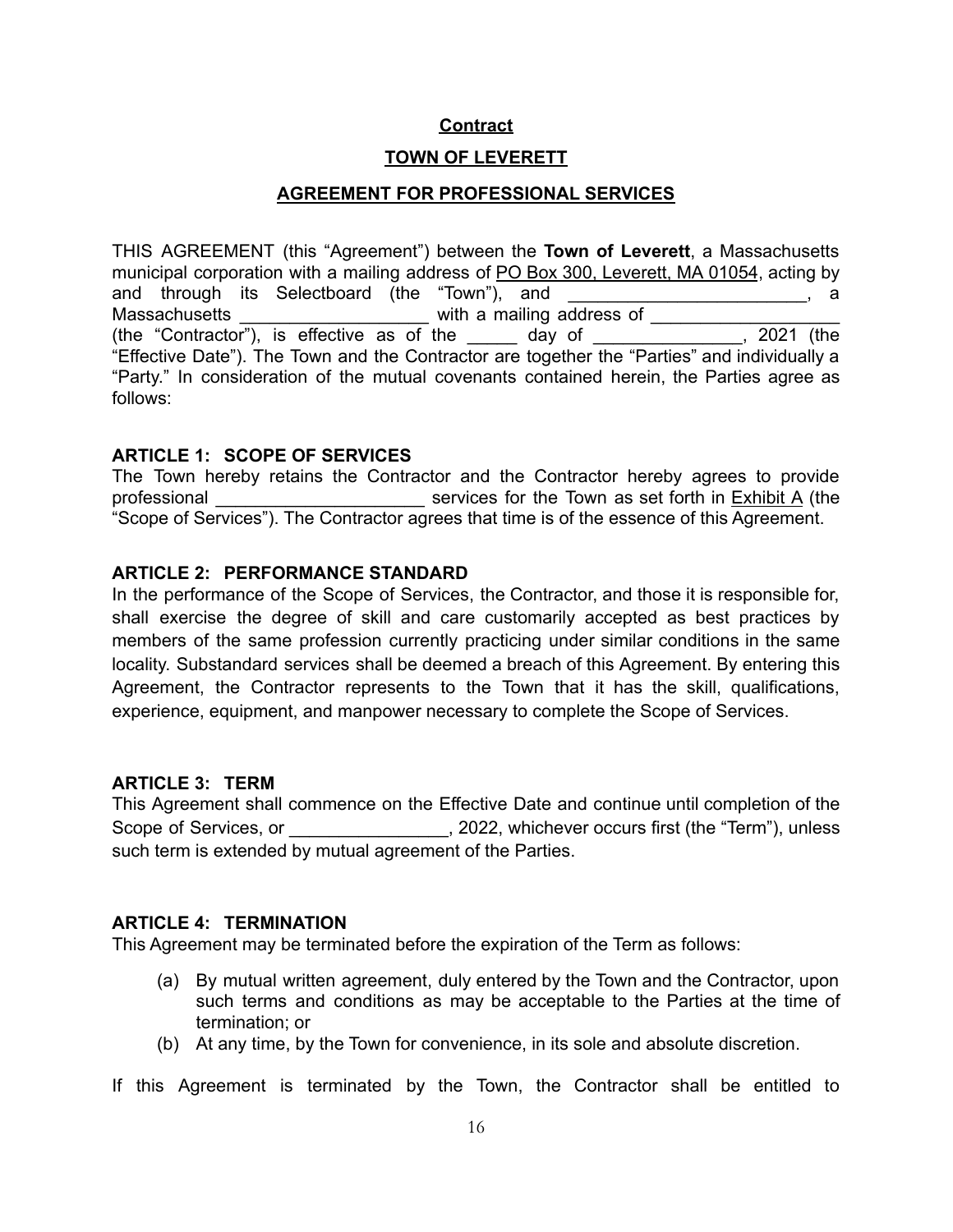**Contract**

**TOWN OF LEVERETT**

**AGREEMENT FOR PROFESSIONAL SERVICES**

THIS AGREEMENT (this "Agreement") between the **Town of Leverett**, a Massachusetts municipal corporation with a mailing address of PO Box 300, Leverett, MA 01054, acting by and through its Selectboard (the "Town"), and _________________________, a Massachusetts ___________________ with a mailing address of ___________________ (the "Contractor"), is effective as of the _____ day of _______________, 2021 (the "Effective Date"). The Town and the Contractor are together the "Parties" and individually a "Party." In consideration of the mutual covenants contained herein, the Parties agree as follows:

**ARTICLE 1: SCOPE OF SERVICES**

The Town hereby retains the Contractor and the Contractor hereby agrees to provide professional _____________________ services for the Town as set forth in Exhibit A (the "Scope of Services"). The Contractor agrees that time is of the essence of this Agreement.

**ARTICLE 2: PERFORMANCE STANDARD**

In the performance of the Scope of Services, the Contractor, and those it is responsible for, shall exercise the degree of skill and care customarily accepted as best practices by members of the same profession currently practicing under similar conditions in the same locality. Substandard services shall be deemed a breach of this Agreement. By entering this Agreement, the Contractor represents to the Town that it has the skill, qualifications, experience, equipment, and manpower necessary to complete the Scope of Services.

**ARTICLE 3: TERM**

This Agreement shall commence on the Effective Date and continue until completion of the Scope of Services, or ________________, 2022, whichever occurs first (the "Term"), unless such term is extended by mutual agreement of the Parties.

**ARTICLE 4: TERMINATION**

This Agreement may be terminated before the expiration of the Term as follows:

(a) By mutual written agreement, duly entered by the Town and the Contractor, upon such terms and conditions as may be acceptable to the Parties at the time of termination; or

(b) At any time, by the Town for convenience, in its sole and absolute discretion.

If this Agreement is terminated by the Town, the Contractor shall be entitled to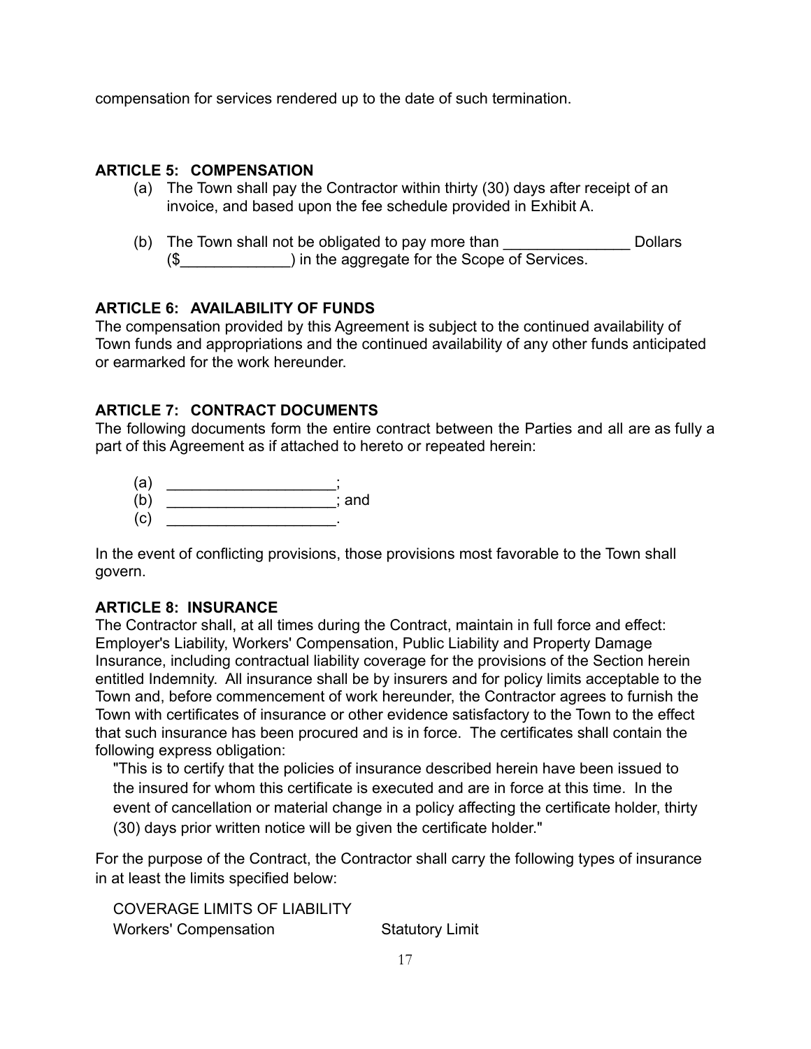compensation for services rendered up to the date of such termination.

**ARTICLE 5: COMPENSATION**

(a) The Town shall pay the Contractor within thirty (30) days after receipt of an invoice, and based upon the fee schedule provided in Exhibit A.

(b) The Town shall not be obligated to pay more than _______________ Dollars ($_____________) in the aggregate for the Scope of Services.

**ARTICLE 6: AVAILABILITY OF FUNDS**

The compensation provided by this Agreement is subject to the continued availability of Town funds and appropriations and the continued availability of any other funds anticipated or earmarked for the work hereunder.

**ARTICLE 7: CONTRACT DOCUMENTS**

The following documents form the entire contract between the Parties and all are as fully a part of this Agreement as if attached to hereto or repeated herein:

(a) ____________________;
(b) ____________________; and
(c) ____________________.

In the event of conflicting provisions, those provisions most favorable to the Town shall govern.

**ARTICLE 8: INSURANCE**

The Contractor shall, at all times during the Contract, maintain in full force and effect: Employer's Liability, Workers' Compensation, Public Liability and Property Damage Insurance, including contractual liability coverage for the provisions of the Section herein entitled Indemnity. All insurance shall be by insurers and for policy limits acceptable to the Town and, before commencement of work hereunder, the Contractor agrees to furnish the Town with certificates of insurance or other evidence satisfactory to the Town to the effect that such insurance has been procured and is in force. The certificates shall contain the following express obligation:

"This is to certify that the policies of insurance described herein have been issued to the insured for whom this certificate is executed and are in force at this time. In the event of cancellation or material change in a policy affecting the certificate holder, thirty (30) days prior written notice will be given the certificate holder."

For the purpose of the Contract, the Contractor shall carry the following types of insurance in at least the limits specified below:

| COVERAGE | LIMITS OF LIABILITY |
|---|---|
| Workers' Compensation | Statutory Limit |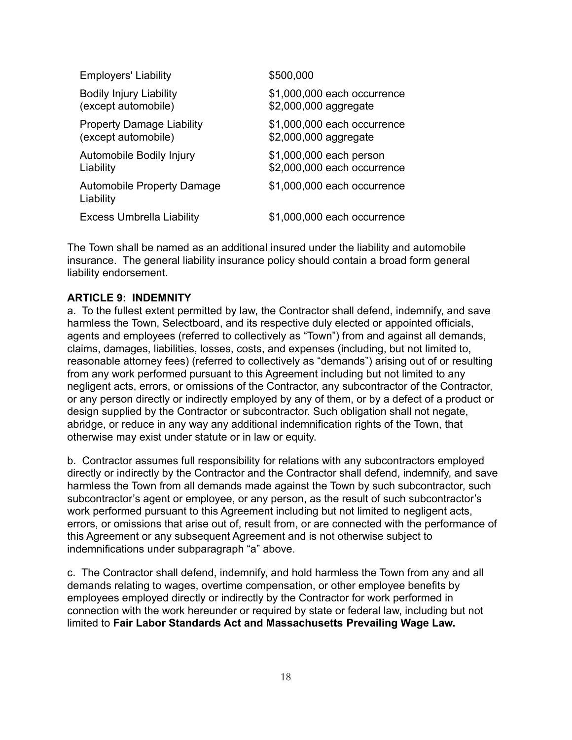| | |
|---|---|
| Employers' Liability | $500,000 |
| Bodily Injury Liability (except automobile) | $1,000,000 each occurrence<br>$2,000,000 aggregate |
| Property Damage Liability (except automobile) | $1,000,000 each occurrence<br>$2,000,000 aggregate |
| Automobile Bodily Injury Liability | $1,000,000 each person<br>$2,000,000 each occurrence |
| Automobile Property Damage Liability | $1,000,000 each occurrence |
| Excess Umbrella Liability | $1,000,000 each occurrence |

The Town shall be named as an additional insured under the liability and automobile insurance. The general liability insurance policy should contain a broad form general liability endorsement.

**ARTICLE 9: INDEMNITY**

a. To the fullest extent permitted by law, the Contractor shall defend, indemnify, and save harmless the Town, Selectboard, and its respective duly elected or appointed officials, agents and employees (referred to collectively as "Town") from and against all demands, claims, damages, liabilities, losses, costs, and expenses (including, but not limited to, reasonable attorney fees) (referred to collectively as "demands") arising out of or resulting from any work performed pursuant to this Agreement including but not limited to any negligent acts, errors, or omissions of the Contractor, any subcontractor of the Contractor, or any person directly or indirectly employed by any of them, or by a defect of a product or design supplied by the Contractor or subcontractor. Such obligation shall not negate, abridge, or reduce in any way any additional indemnification rights of the Town, that otherwise may exist under statute or in law or equity.

b. Contractor assumes full responsibility for relations with any subcontractors employed directly or indirectly by the Contractor and the Contractor shall defend, indemnify, and save harmless the Town from all demands made against the Town by such subcontractor, such subcontractor's agent or employee, or any person, as the result of such subcontractor's work performed pursuant to this Agreement including but not limited to negligent acts, errors, or omissions that arise out of, result from, or are connected with the performance of this Agreement or any subsequent Agreement and is not otherwise subject to indemnifications under subparagraph "a" above.

c. The Contractor shall defend, indemnify, and hold harmless the Town from any and all demands relating to wages, overtime compensation, or other employee benefits by employees employed directly or indirectly by the Contractor for work performed in connection with the work hereunder or required by state or federal law, including but not limited to **Fair Labor Standards Act and Massachusetts Prevailing Wage Law.**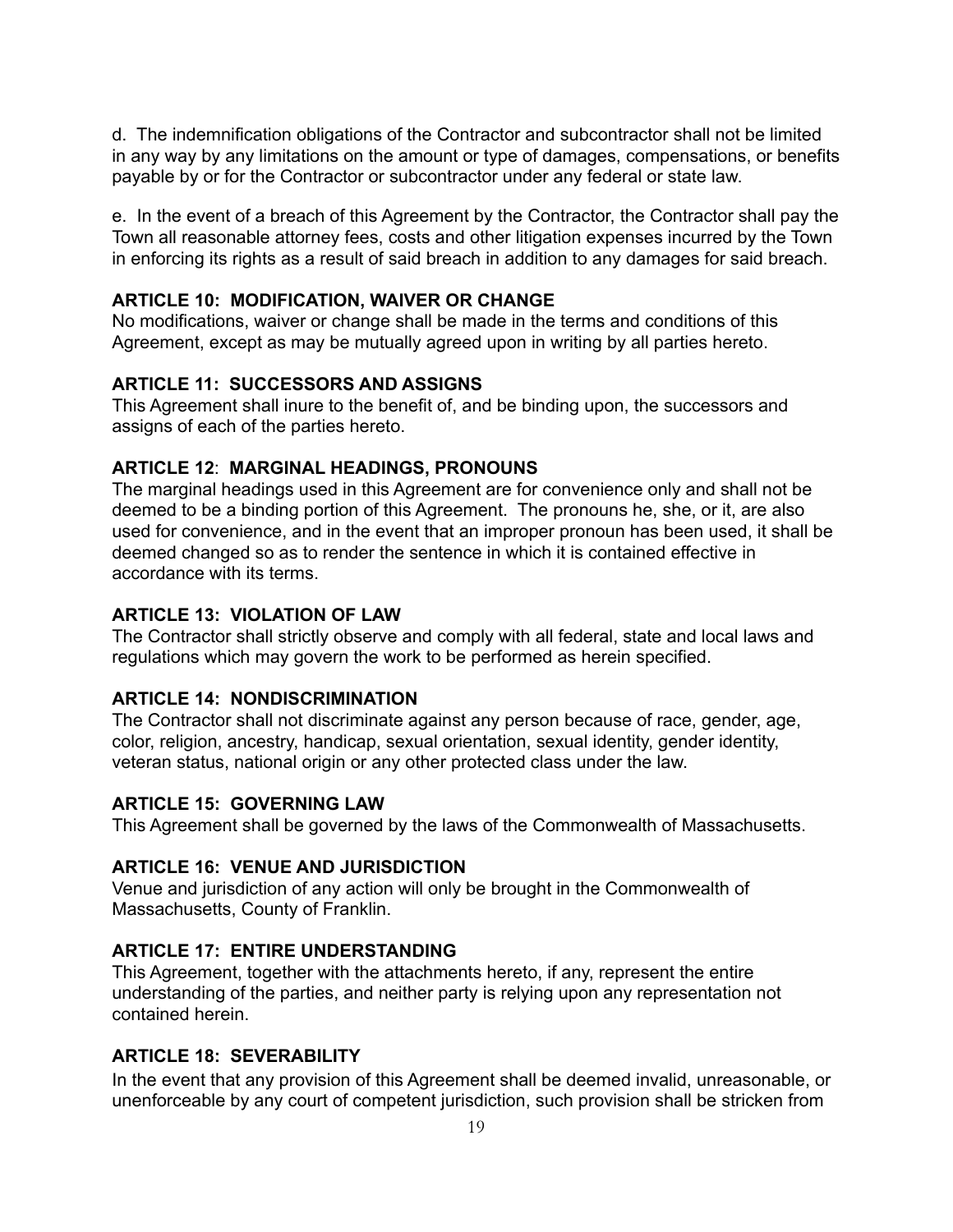d. The indemnification obligations of the Contractor and subcontractor shall not be limited in any way by any limitations on the amount or type of damages, compensations, or benefits payable by or for the Contractor or subcontractor under any federal or state law.

e. In the event of a breach of this Agreement by the Contractor, the Contractor shall pay the Town all reasonable attorney fees, costs and other litigation expenses incurred by the Town in enforcing its rights as a result of said breach in addition to any damages for said breach.

**ARTICLE 10: MODIFICATION, WAIVER OR CHANGE**
No modifications, waiver or change shall be made in the terms and conditions of this Agreement, except as may be mutually agreed upon in writing by all parties hereto.

**ARTICLE 11: SUCCESSORS AND ASSIGNS**
This Agreement shall inure to the benefit of, and be binding upon, the successors and assigns of each of the parties hereto.

**ARTICLE 12**: **MARGINAL HEADINGS, PRONOUNS**
The marginal headings used in this Agreement are for convenience only and shall not be deemed to be a binding portion of this Agreement. The pronouns he, she, or it, are also used for convenience, and in the event that an improper pronoun has been used, it shall be deemed changed so as to render the sentence in which it is contained effective in accordance with its terms.

**ARTICLE 13: VIOLATION OF LAW**
The Contractor shall strictly observe and comply with all federal, state and local laws and regulations which may govern the work to be performed as herein specified.

**ARTICLE 14: NONDISCRIMINATION**
The Contractor shall not discriminate against any person because of race, gender, age, color, religion, ancestry, handicap, sexual orientation, sexual identity, gender identity, veteran status, national origin or any other protected class under the law.

**ARTICLE 15: GOVERNING LAW**
This Agreement shall be governed by the laws of the Commonwealth of Massachusetts.

**ARTICLE 16: VENUE AND JURISDICTION**
Venue and jurisdiction of any action will only be brought in the Commonwealth of Massachusetts, County of Franklin.

**ARTICLE 17: ENTIRE UNDERSTANDING**
This Agreement, together with the attachments hereto, if any, represent the entire understanding of the parties, and neither party is relying upon any representation not contained herein.

**ARTICLE 18: SEVERABILITY**
In the event that any provision of this Agreement shall be deemed invalid, unreasonable, or unenforceable by any court of competent jurisdiction, such provision shall be stricken from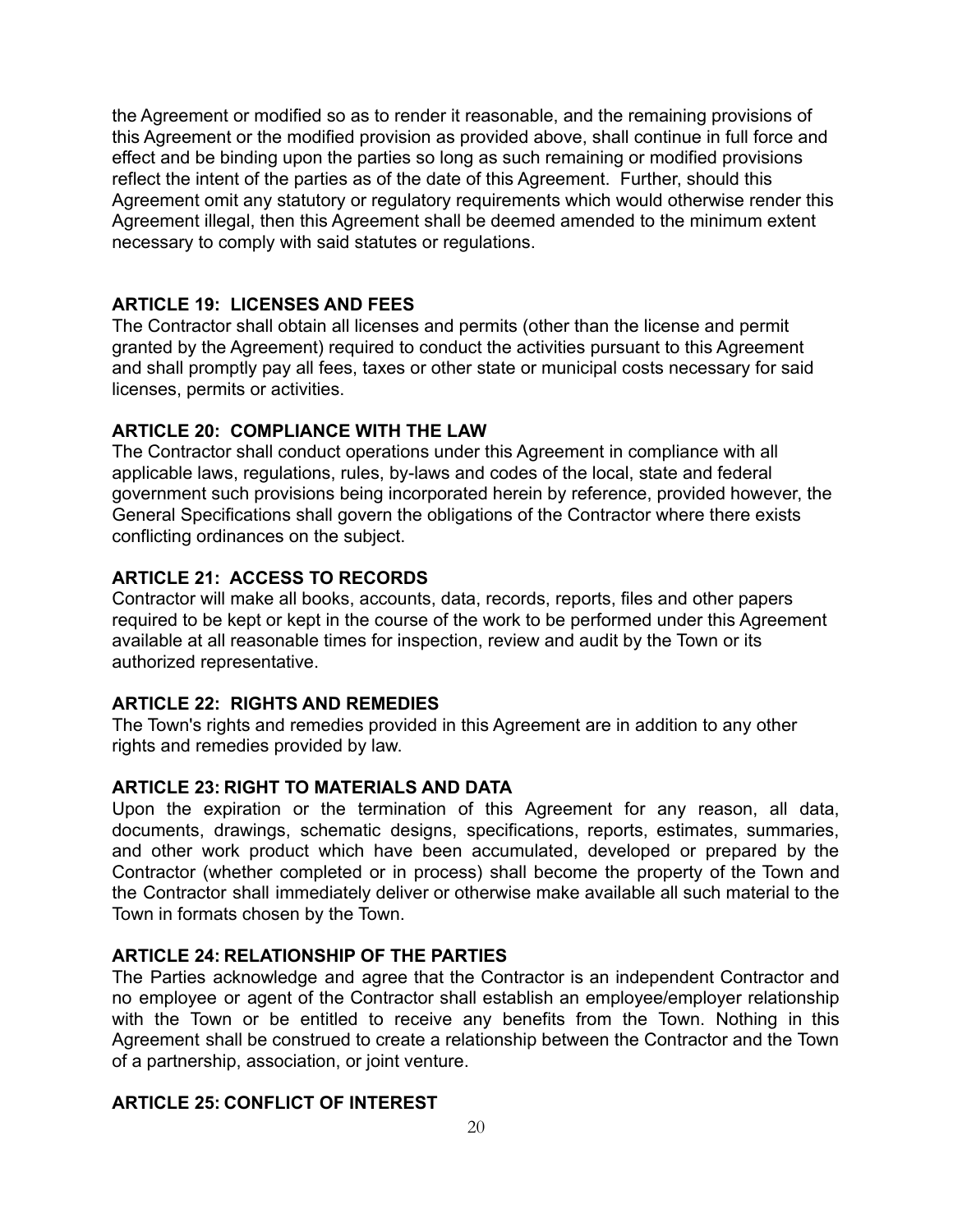the Agreement or modified so as to render it reasonable, and the remaining provisions of this Agreement or the modified provision as provided above, shall continue in full force and effect and be binding upon the parties so long as such remaining or modified provisions reflect the intent of the parties as of the date of this Agreement. Further, should this Agreement omit any statutory or regulatory requirements which would otherwise render this Agreement illegal, then this Agreement shall be deemed amended to the minimum extent necessary to comply with said statutes or regulations.

**ARTICLE 19: LICENSES AND FEES**

The Contractor shall obtain all licenses and permits (other than the license and permit granted by the Agreement) required to conduct the activities pursuant to this Agreement and shall promptly pay all fees, taxes or other state or municipal costs necessary for said licenses, permits or activities.

**ARTICLE 20: COMPLIANCE WITH THE LAW**

The Contractor shall conduct operations under this Agreement in compliance with all applicable laws, regulations, rules, by-laws and codes of the local, state and federal government such provisions being incorporated herein by reference, provided however, the General Specifications shall govern the obligations of the Contractor where there exists conflicting ordinances on the subject.

**ARTICLE 21: ACCESS TO RECORDS**

Contractor will make all books, accounts, data, records, reports, files and other papers required to be kept or kept in the course of the work to be performed under this Agreement available at all reasonable times for inspection, review and audit by the Town or its authorized representative.

**ARTICLE 22: RIGHTS AND REMEDIES**

The Town's rights and remedies provided in this Agreement are in addition to any other rights and remedies provided by law.

**ARTICLE 23: RIGHT TO MATERIALS AND DATA**

Upon the expiration or the termination of this Agreement for any reason, all data, documents, drawings, schematic designs, specifications, reports, estimates, summaries, and other work product which have been accumulated, developed or prepared by the Contractor (whether completed or in process) shall become the property of the Town and the Contractor shall immediately deliver or otherwise make available all such material to the Town in formats chosen by the Town.

**ARTICLE 24: RELATIONSHIP OF THE PARTIES**

The Parties acknowledge and agree that the Contractor is an independent Contractor and no employee or agent of the Contractor shall establish an employee/employer relationship with the Town or be entitled to receive any benefits from the Town. Nothing in this Agreement shall be construed to create a relationship between the Contractor and the Town of a partnership, association, or joint venture.

**ARTICLE 25: CONFLICT OF INTEREST**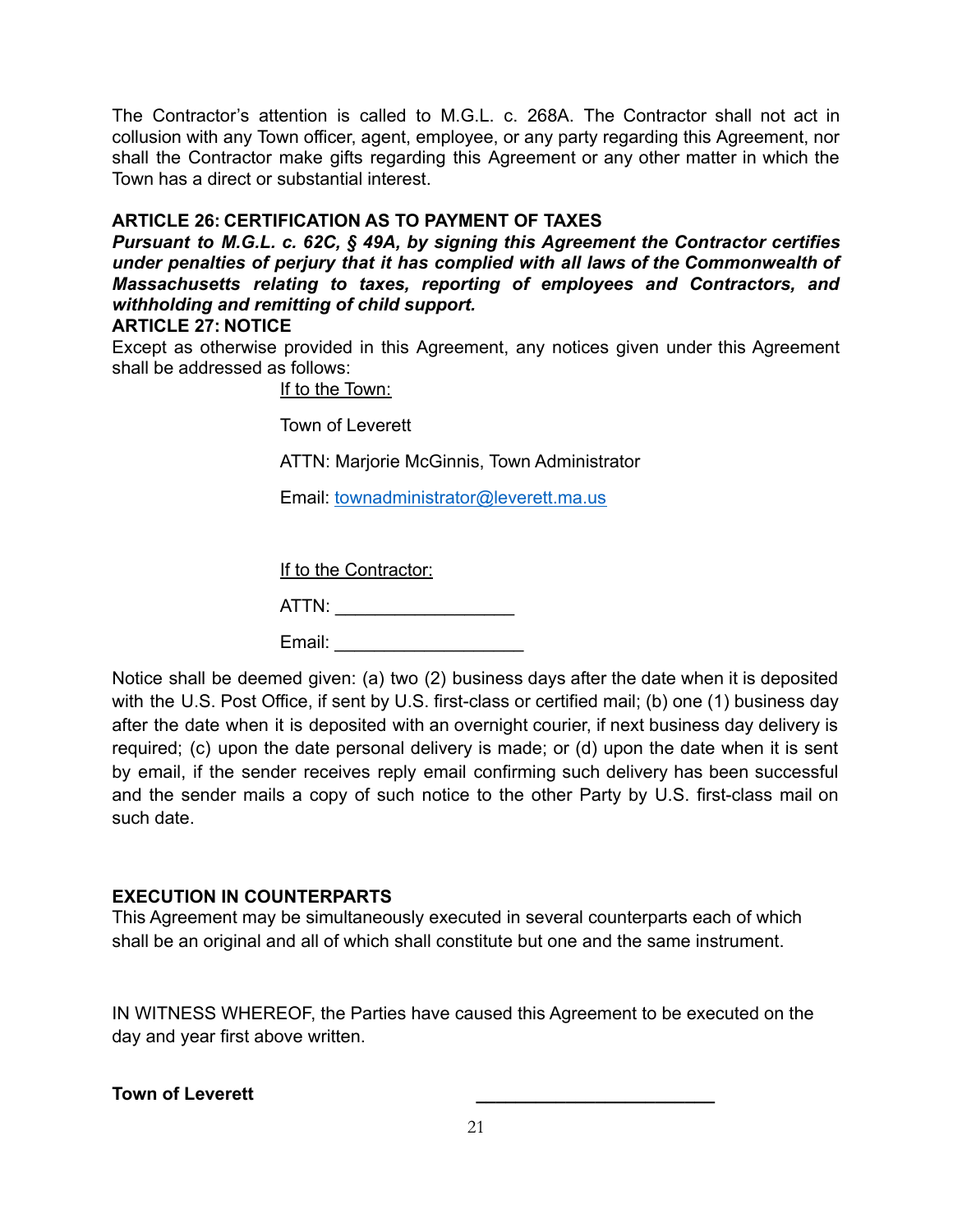The Contractor's attention is called to M.G.L. c. 268A. The Contractor shall not act in collusion with any Town officer, agent, employee, or any party regarding this Agreement, nor shall the Contractor make gifts regarding this Agreement or any other matter in which the Town has a direct or substantial interest.

**ARTICLE 26: CERTIFICATION AS TO PAYMENT OF TAXES**

***Pursuant to M.G.L. c. 62C, § 49A, by signing this Agreement the Contractor certifies under penalties of perjury that it has complied with all laws of the Commonwealth of Massachusetts relating to taxes, reporting of employees and Contractors, and withholding and remitting of child support.***

**ARTICLE 27: NOTICE**

Except as otherwise provided in this Agreement, any notices given under this Agreement shall be addressed as follows:

If to the Town:

Town of Leverett

ATTN: Marjorie McGinnis, Town Administrator

Email: townadministrator@leverett.ma.us

If to the Contractor:

ATTN: ___________________

Email: ____________________

Notice shall be deemed given: (a) two (2) business days after the date when it is deposited with the U.S. Post Office, if sent by U.S. first-class or certified mail; (b) one (1) business day after the date when it is deposited with an overnight courier, if next business day delivery is required; (c) upon the date personal delivery is made; or (d) upon the date when it is sent by email, if the sender receives reply email confirming such delivery has been successful and the sender mails a copy of such notice to the other Party by U.S. first-class mail on such date.

**EXECUTION IN COUNTERPARTS**

This Agreement may be simultaneously executed in several counterparts each of which shall be an original and all of which shall constitute but one and the same instrument.

IN WITNESS WHEREOF, the Parties have caused this Agreement to be executed on the day and year first above written.

**Town of Leverett** ________________________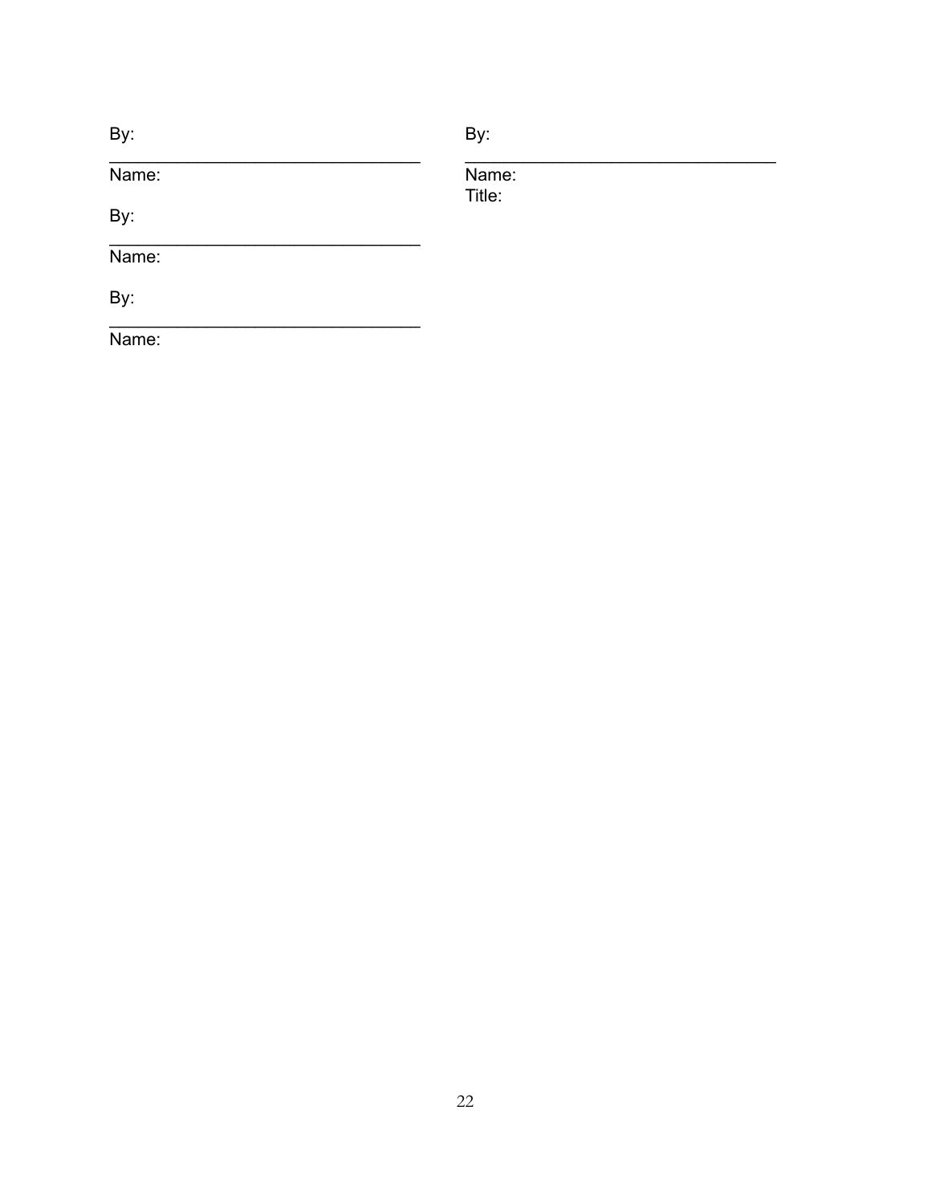By:

\_\_\_\_\_\_\_\_\_\_\_\_\_\_\_\_\_\_\_\_\_\_\_\_\_\_\_\_\_\_\_\_

Name:

By:

\_\_\_\_\_\_\_\_\_\_\_\_\_\_\_\_\_\_\_\_\_\_\_\_\_\_\_\_\_\_\_\_

Name:

By:

\_\_\_\_\_\_\_\_\_\_\_\_\_\_\_\_\_\_\_\_\_\_\_\_\_\_\_\_\_\_\_\_

Name:

By:

\_\_\_\_\_\_\_\_\_\_\_\_\_\_\_\_\_\_\_\_\_\_\_\_\_\_\_\_\_\_\_\_

Name:
Title: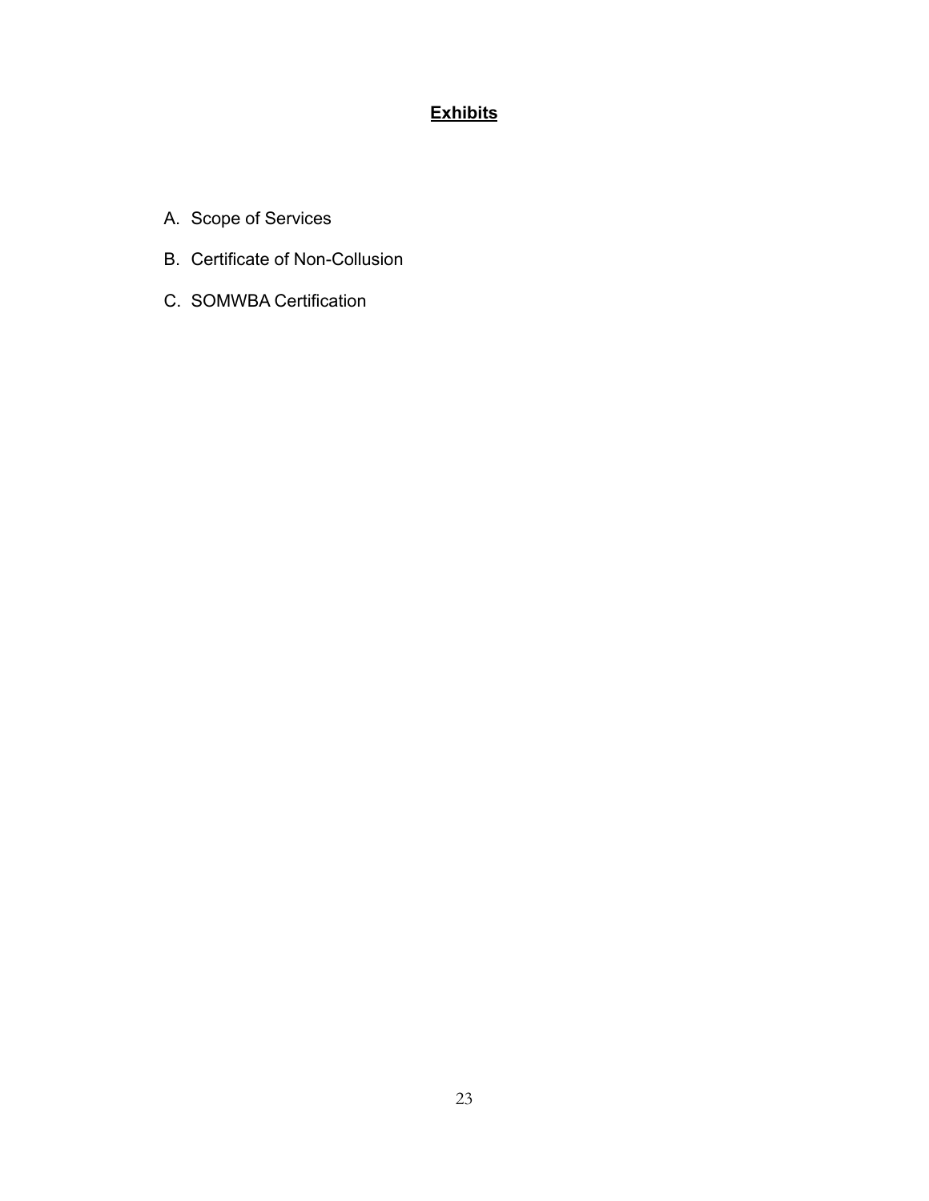## **Exhibits**

A. Scope of Services

B. Certificate of Non-Collusion

C. SOMWBA Certification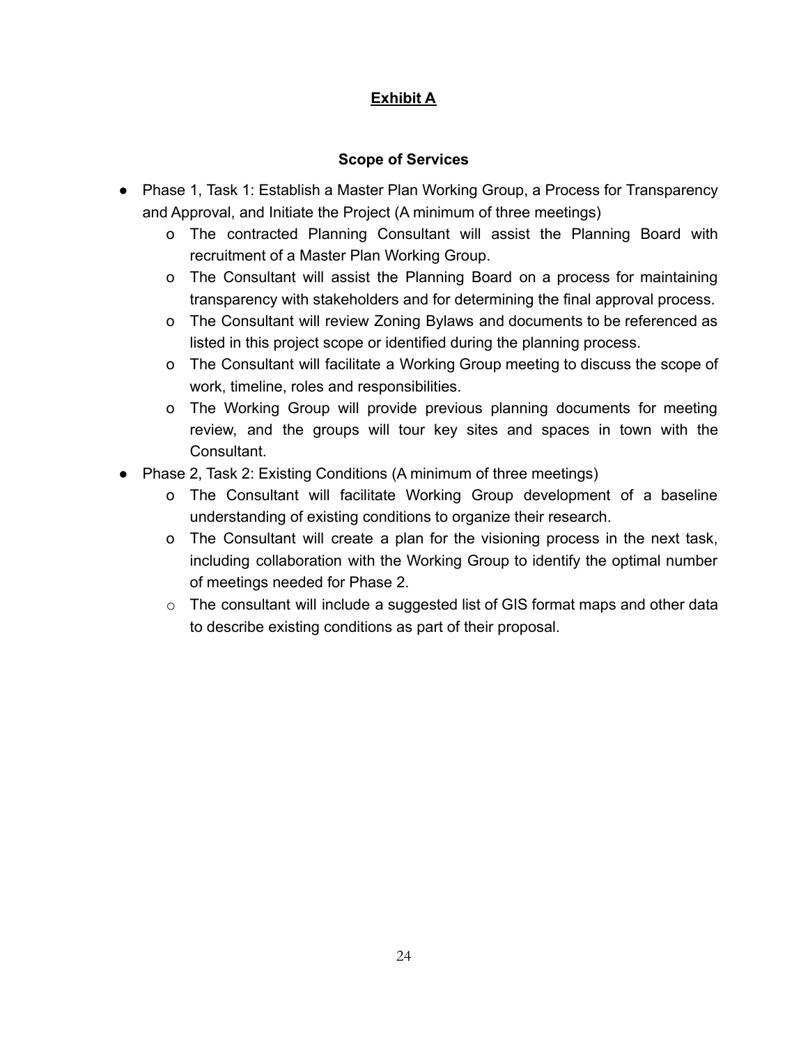## Exhibit A

### Scope of Services

- Phase 1, Task 1: Establish a Master Plan Working Group, a Process for Transparency and Approval, and Initiate the Project (A minimum of three meetings)
    - The contracted Planning Consultant will assist the Planning Board with recruitment of a Master Plan Working Group.
    - The Consultant will assist the Planning Board on a process for maintaining transparency with stakeholders and for determining the final approval process.
    - The Consultant will review Zoning Bylaws and documents to be referenced as listed in this project scope or identified during the planning process.
    - The Consultant will facilitate a Working Group meeting to discuss the scope of work, timeline, roles and responsibilities.
    - The Working Group will provide previous planning documents for meeting review, and the groups will tour key sites and spaces in town with the Consultant.
- Phase 2, Task 2: Existing Conditions (A minimum of three meetings)
    - The Consultant will facilitate Working Group development of a baseline understanding of existing conditions to organize their research.
    - The Consultant will create a plan for the visioning process in the next task, including collaboration with the Working Group to identify the optimal number of meetings needed for Phase 2.
    - The consultant will include a suggested list of GIS format maps and other data to describe existing conditions as part of their proposal.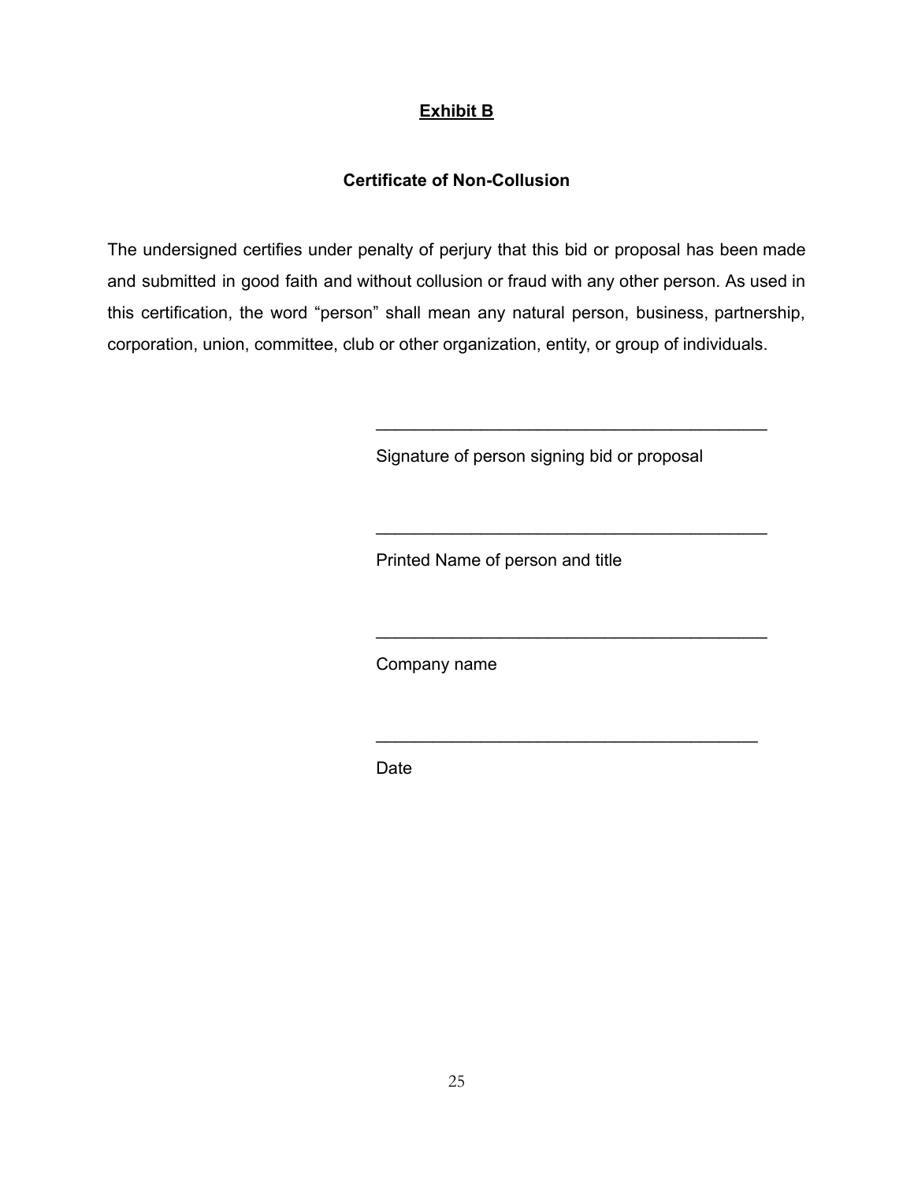**Exhibit B**

**Certificate of Non-Collusion**

The undersigned certifies under penalty of perjury that this bid or proposal has been made and submitted in good faith and without collusion or fraud with any other person. As used in this certification, the word “person” shall mean any natural person, business, partnership, corporation, union, committee, club or other organization, entity, or group of individuals.

\_\_\_\_\_\_\_\_\_\_\_\_\_\_\_\_\_\_\_\_\_\_\_\_\_\_\_\_\_\_\_\_\_\_\_\_\_\_\_\_

Signature of person signing bid or proposal

\_\_\_\_\_\_\_\_\_\_\_\_\_\_\_\_\_\_\_\_\_\_\_\_\_\_\_\_\_\_\_\_\_\_\_\_\_\_\_\_

Printed Name of person and title

\_\_\_\_\_\_\_\_\_\_\_\_\_\_\_\_\_\_\_\_\_\_\_\_\_\_\_\_\_\_\_\_\_\_\_\_\_\_\_\_

Company name

\_\_\_\_\_\_\_\_\_\_\_\_\_\_\_\_\_\_\_\_\_\_\_\_\_\_\_\_\_\_\_\_\_\_\_\_\_\_\_\_

Date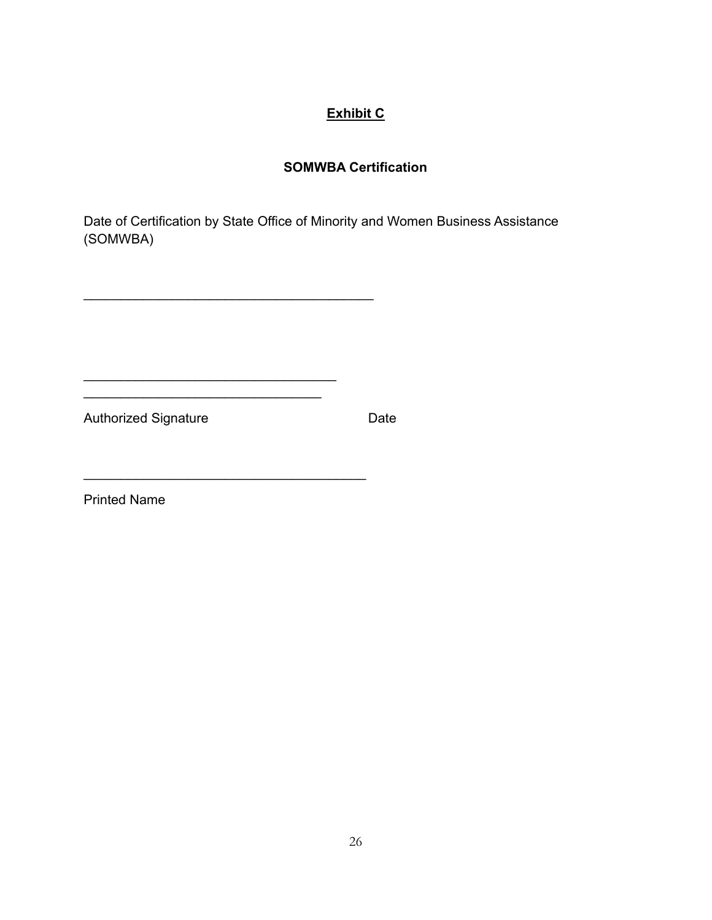**<u>Exhibit C</u>**

**SOMWBA Certification**

Date of Certification by State Office of Minority and Women Business Assistance (SOMWBA)

_______________________________________

__________________________________
________________________________

Authorized Signature                                    Date

______________________________________

Printed Name